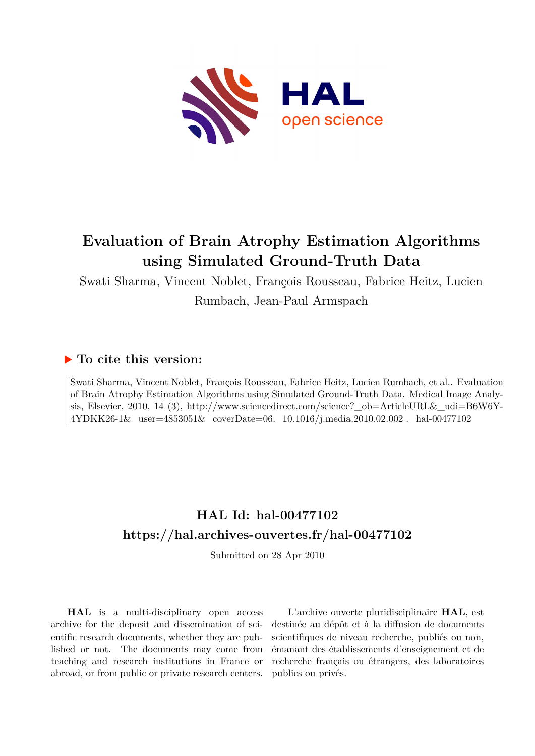# Evaluation of Brain Atrophy Estimation Algorithms using Simulated Ground-Truth Data

Swati Sharma, Vincent Noblet, François Rousseau, Fabrice Heitz, Lucien Rumbach, Jean-Paul Armspach

## ▶ To cite this version:

Swati Sharma, Vincent Noblet, François Rousseau, Fabrice Heitz, Lucien Rumbach, et al.. Evaluation of Brain Atrophy Estimation Algorithms using Simulated Ground-Truth Data. Medical Image Analysis, Elsevier, 2010, 14 (3), http://www.sciencedirect.com/science?_ob=ArticleURL&_udi=B6W6Y-4YDKK26-1&_user=4853051&_coverDate=06. 10.1016/j.media.2010.02.002 . hal-00477102

## HAL Id: hal-00477102
## https://hal.archives-ouvertes.fr/hal-00477102

Submitted on 28 Apr 2010

**HAL** is a multi-disciplinary open access archive for the deposit and dissemination of scientific research documents, whether they are published or not. The documents may come from teaching and research institutions in France or abroad, or from public or private research centers.

L'archive ouverte pluridisciplinaire **HAL**, est destinée au dépôt et à la diffusion de documents scientifiques de niveau recherche, publiés ou non, émanant des établissements d'enseignement et de recherche français ou étrangers, des laboratoires publics ou privés.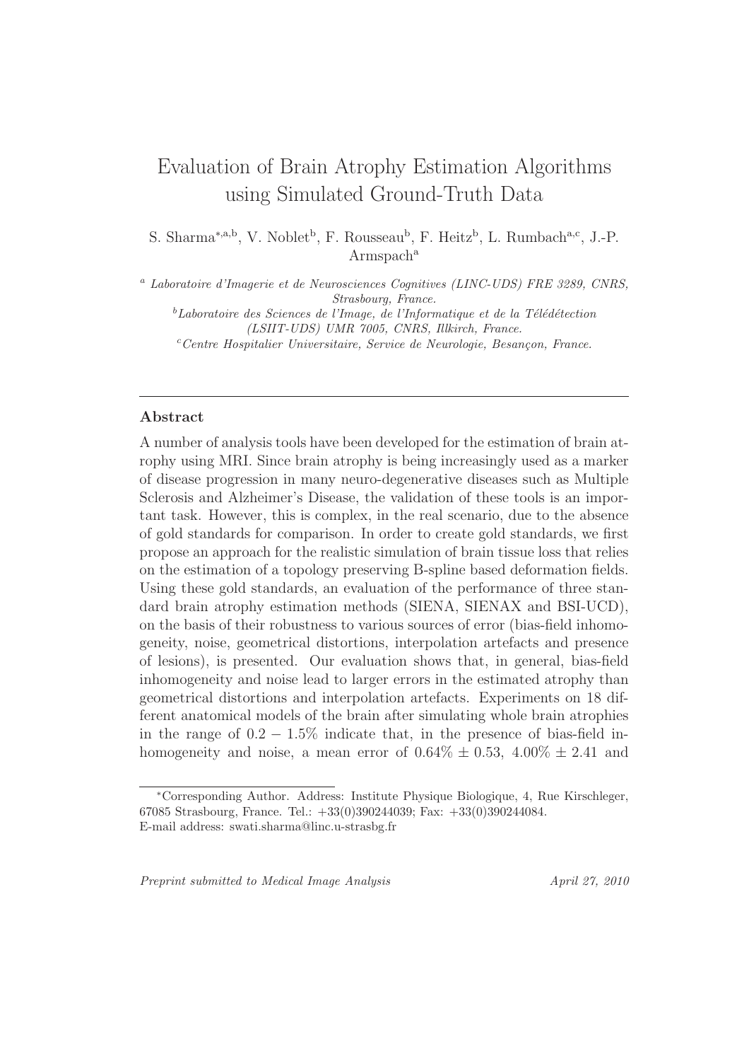# Evaluation of Brain Atrophy Estimation Algorithms using Simulated Ground-Truth Data

S. Sharma[*,a,b], V. Noblet[b], F. Rousseau[b], F. Heitz[b], L. Rumbach[a,c], J.-P. Armspach[a]

[a] *Laboratoire d'Imagerie et de Neurosciences Cognitives (LINC-UDS) FRE 3289, CNRS, Strasbourg, France.*

[b] *Laboratoire des Sciences de l'Image, de l'Informatique et de la Télédétection (LSIIT-UDS) UMR 7005, CNRS, Illkirch, France.*

[c] *Centre Hospitalier Universitaire, Service de Neurologie, Besançon, France.*

---

## Abstract

A number of analysis tools have been developed for the estimation of brain atrophy using MRI. Since brain atrophy is being increasingly used as a marker of disease progression in many neuro-degenerative diseases such as Multiple Sclerosis and Alzheimer's Disease, the validation of these tools is an important task. However, this is complex, in the real scenario, due to the absence of gold standards for comparison. In order to create gold standards, we first propose an approach for the realistic simulation of brain tissue loss that relies on the estimation of a topology preserving B-spline based deformation fields. Using these gold standards, an evaluation of the performance of three standard brain atrophy estimation methods (SIENA, SIENAX and BSI-UCD), on the basis of their robustness to various sources of error (bias-field inhomogeneity, noise, geometrical distortions, interpolation artefacts and presence of lesions), is presented. Our evaluation shows that, in general, bias-field inhomogeneity and noise lead to larger errors in the estimated atrophy than geometrical distortions and interpolation artefacts. Experiments on 18 different anatomical models of the brain after simulating whole brain atrophies in the range of $0.2 - 1.5\%$ indicate that, in the presence of bias-field inhomogeneity and noise, a mean error of $0.64\% \pm 0.53$, $4.00\% \pm 2.41$ and

---

[*] Corresponding Author. Address: Institute Physique Biologique, 4, Rue Kirschleger, 67085 Strasbourg, France. Tel.: +33(0)390244039; Fax: +33(0)390244084.
E-mail address: swati.sharma@linc.u-strasbg.fr

*Preprint submitted to Medical Image Analysis* *April 27, 2010*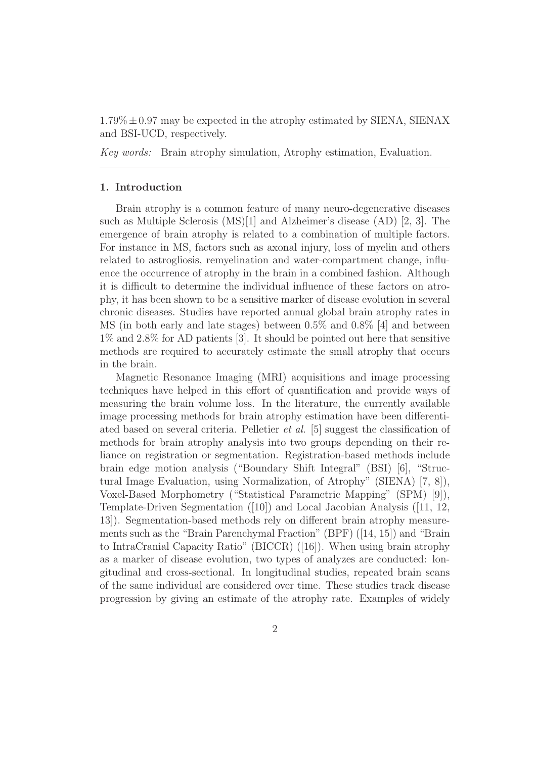$1.79\% \pm 0.97$ may be expected in the atrophy estimated by SIENA, SIENAX and BSI-UCD, respectively.

*Key words:* Brain atrophy simulation, Atrophy estimation, Evaluation.

## 1. Introduction

Brain atrophy is a common feature of many neuro-degenerative diseases such as Multiple Sclerosis (MS)[1] and Alzheimer's disease (AD) [2, 3]. The emergence of brain atrophy is related to a combination of multiple factors. For instance in MS, factors such as axonal injury, loss of myelin and others related to astrogliosis, remyelination and water-compartment change, influence the occurrence of atrophy in the brain in a combined fashion. Although it is difficult to determine the individual influence of these factors on atrophy, it has been shown to be a sensitive marker of disease evolution in several chronic diseases. Studies have reported annual global brain atrophy rates in MS (in both early and late stages) between 0.5% and 0.8% [4] and between 1% and 2.8% for AD patients [3]. It should be pointed out here that sensitive methods are required to accurately estimate the small atrophy that occurs in the brain.

Magnetic Resonance Imaging (MRI) acquisitions and image processing techniques have helped in this effort of quantification and provide ways of measuring the brain volume loss. In the literature, the currently available image processing methods for brain atrophy estimation have been differentiated based on several criteria. Pelletier *et al.* [5] suggest the classification of methods for brain atrophy analysis into two groups depending on their reliance on registration or segmentation. Registration-based methods include brain edge motion analysis ("Boundary Shift Integral" (BSI) [6], "Structural Image Evaluation, using Normalization, of Atrophy" (SIENA) [7, 8]), Voxel-Based Morphometry ("Statistical Parametric Mapping" (SPM) [9]), Template-Driven Segmentation ([10]) and Local Jacobian Analysis ([11, 12, 13]). Segmentation-based methods rely on different brain atrophy measurements such as the "Brain Parenchymal Fraction" (BPF) ([14, 15]) and "Brain to IntraCranial Capacity Ratio" (BICCR) ([16]). When using brain atrophy as a marker of disease evolution, two types of analyzes are conducted: longitudinal and cross-sectional. In longitudinal studies, repeated brain scans of the same individual are considered over time. These studies track disease progression by giving an estimate of the atrophy rate. Examples of widely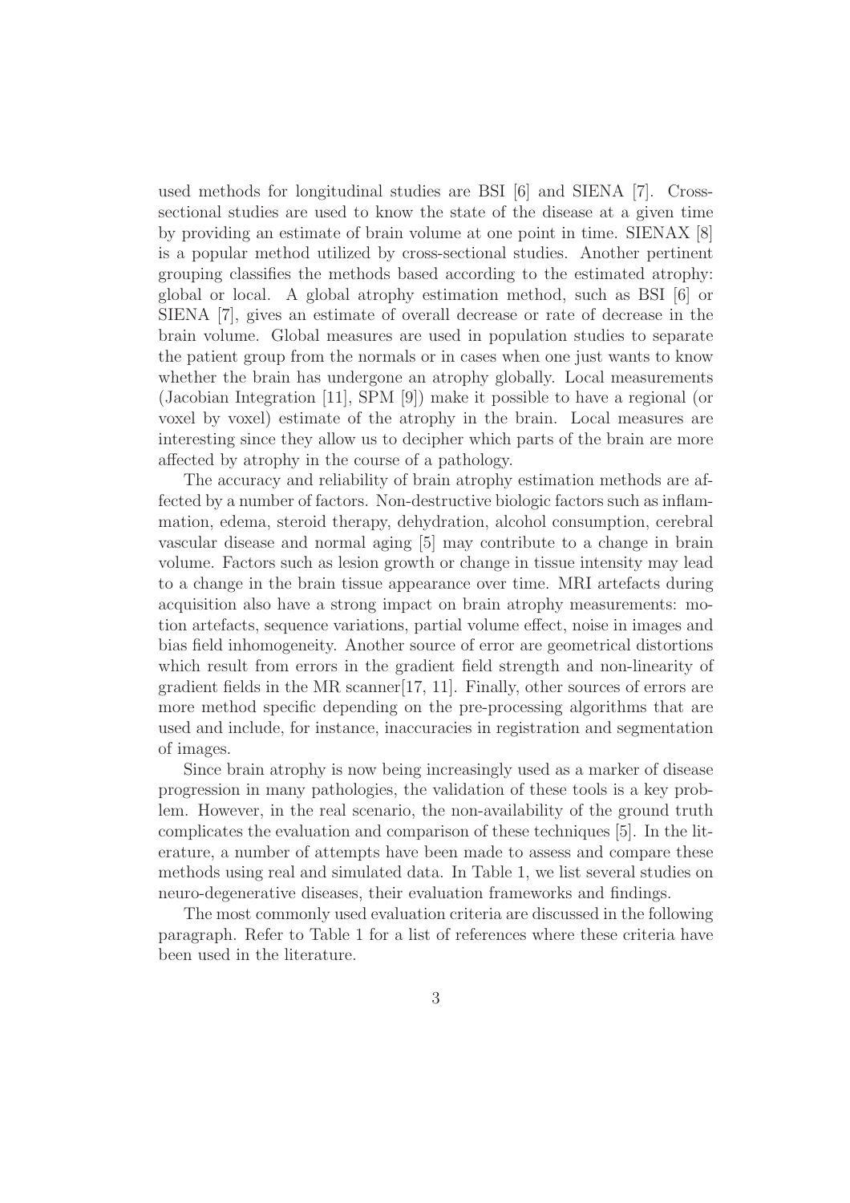used methods for longitudinal studies are BSI [6] and SIENA [7]. Cross-sectional studies are used to know the state of the disease at a given time by providing an estimate of brain volume at one point in time. SIENAX [8] is a popular method utilized by cross-sectional studies. Another pertinent grouping classifies the methods based according to the estimated atrophy: global or local. A global atrophy estimation method, such as BSI [6] or SIENA [7], gives an estimate of overall decrease or rate of decrease in the brain volume. Global measures are used in population studies to separate the patient group from the normals or in cases when one just wants to know whether the brain has undergone an atrophy globally. Local measurements (Jacobian Integration [11], SPM [9]) make it possible to have a regional (or voxel by voxel) estimate of the atrophy in the brain. Local measures are interesting since they allow us to decipher which parts of the brain are more affected by atrophy in the course of a pathology.

The accuracy and reliability of brain atrophy estimation methods are affected by a number of factors. Non-destructive biologic factors such as inflammation, edema, steroid therapy, dehydration, alcohol consumption, cerebral vascular disease and normal aging [5] may contribute to a change in brain volume. Factors such as lesion growth or change in tissue intensity may lead to a change in the brain tissue appearance over time. MRI artefacts during acquisition also have a strong impact on brain atrophy measurements: motion artefacts, sequence variations, partial volume effect, noise in images and bias field inhomogeneity. Another source of error are geometrical distortions which result from errors in the gradient field strength and non-linearity of gradient fields in the MR scanner[17, 11]. Finally, other sources of errors are more method specific depending on the pre-processing algorithms that are used and include, for instance, inaccuracies in registration and segmentation of images.

Since brain atrophy is now being increasingly used as a marker of disease progression in many pathologies, the validation of these tools is a key problem. However, in the real scenario, the non-availability of the ground truth complicates the evaluation and comparison of these techniques [5]. In the literature, a number of attempts have been made to assess and compare these methods using real and simulated data. In Table 1, we list several studies on neuro-degenerative diseases, their evaluation frameworks and findings.

The most commonly used evaluation criteria are discussed in the following paragraph. Refer to Table 1 for a list of references where these criteria have been used in the literature.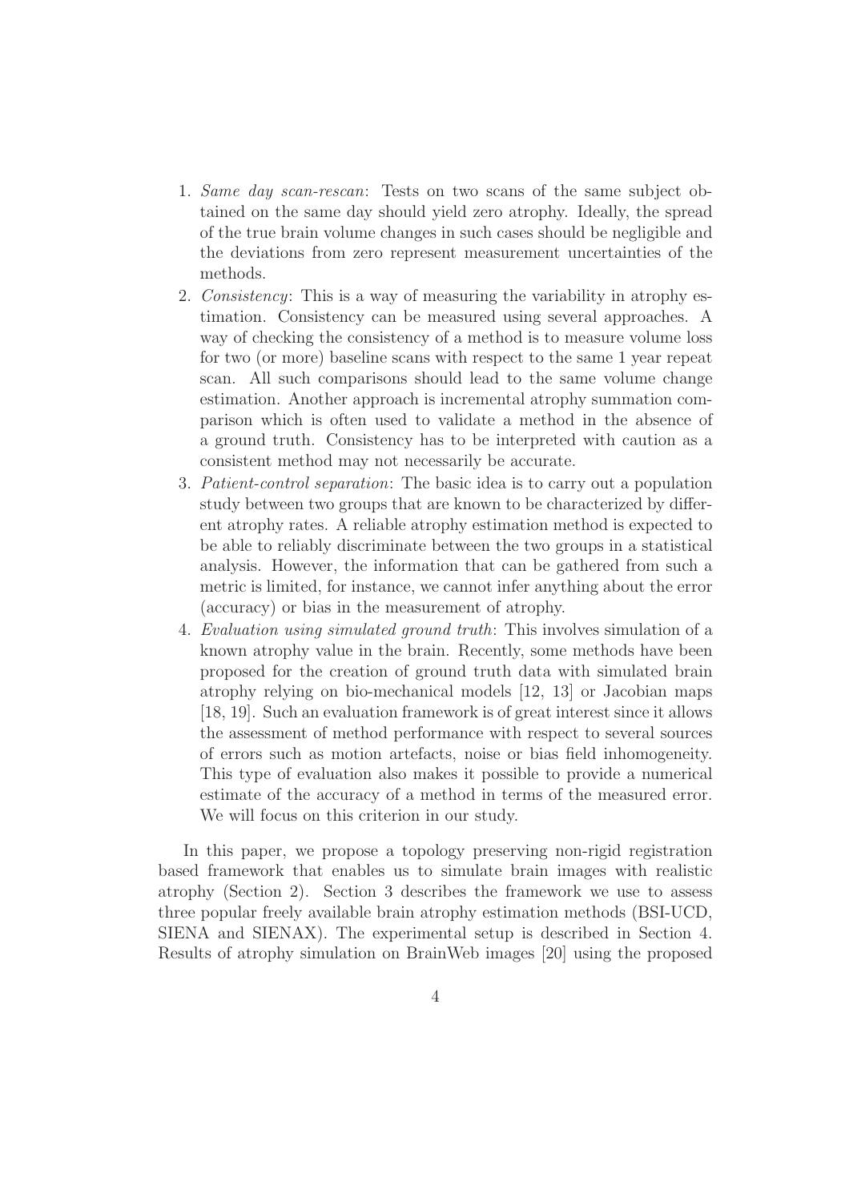1. *Same day scan-rescan*: Tests on two scans of the same subject obtained on the same day should yield zero atrophy. Ideally, the spread of the true brain volume changes in such cases should be negligible and the deviations from zero represent measurement uncertainties of the methods.
2. *Consistency*: This is a way of measuring the variability in atrophy estimation. Consistency can be measured using several approaches. A way of checking the consistency of a method is to measure volume loss for two (or more) baseline scans with respect to the same 1 year repeat scan. All such comparisons should lead to the same volume change estimation. Another approach is incremental atrophy summation comparison which is often used to validate a method in the absence of a ground truth. Consistency has to be interpreted with caution as a consistent method may not necessarily be accurate.
3. *Patient-control separation*: The basic idea is to carry out a population study between two groups that are known to be characterized by different atrophy rates. A reliable atrophy estimation method is expected to be able to reliably discriminate between the two groups in a statistical analysis. However, the information that can be gathered from such a metric is limited, for instance, we cannot infer anything about the error (accuracy) or bias in the measurement of atrophy.
4. *Evaluation using simulated ground truth*: This involves simulation of a known atrophy value in the brain. Recently, some methods have been proposed for the creation of ground truth data with simulated brain atrophy relying on bio-mechanical models [12, 13] or Jacobian maps [18, 19]. Such an evaluation framework is of great interest since it allows the assessment of method performance with respect to several sources of errors such as motion artefacts, noise or bias field inhomogeneity. This type of evaluation also makes it possible to provide a numerical estimate of the accuracy of a method in terms of the measured error. We will focus on this criterion in our study.

In this paper, we propose a topology preserving non-rigid registration based framework that enables us to simulate brain images with realistic atrophy (Section 2). Section 3 describes the framework we use to assess three popular freely available brain atrophy estimation methods (BSI-UCD, SIENA and SIENAX). The experimental setup is described in Section 4. Results of atrophy simulation on BrainWeb images [20] using the proposed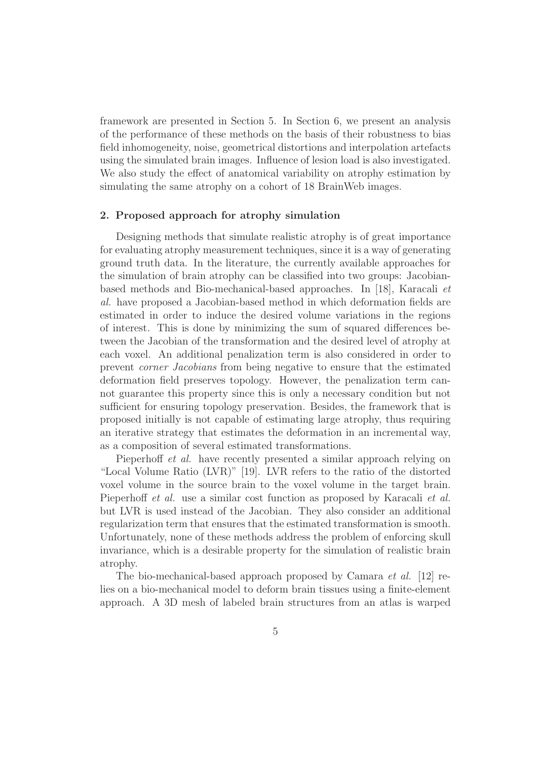framework are presented in Section 5. In Section 6, we present an analysis of the performance of these methods on the basis of their robustness to bias field inhomogeneity, noise, geometrical distortions and interpolation artefacts using the simulated brain images. Influence of lesion load is also investigated. We also study the effect of anatomical variability on atrophy estimation by simulating the same atrophy on a cohort of 18 BrainWeb images.

## 2. Proposed approach for atrophy simulation

Designing methods that simulate realistic atrophy is of great importance for evaluating atrophy measurement techniques, since it is a way of generating ground truth data. In the literature, the currently available approaches for the simulation of brain atrophy can be classified into two groups: Jacobian-based methods and Bio-mechanical-based approaches. In [18], Karacali *et al.* have proposed a Jacobian-based method in which deformation fields are estimated in order to induce the desired volume variations in the regions of interest. This is done by minimizing the sum of squared differences between the Jacobian of the transformation and the desired level of atrophy at each voxel. An additional penalization term is also considered in order to prevent *corner Jacobians* from being negative to ensure that the estimated deformation field preserves topology. However, the penalization term cannot guarantee this property since this is only a necessary condition but not sufficient for ensuring topology preservation. Besides, the framework that is proposed initially is not capable of estimating large atrophy, thus requiring an iterative strategy that estimates the deformation in an incremental way, as a composition of several estimated transformations.

Pieperhoff *et al.* have recently presented a similar approach relying on "Local Volume Ratio (LVR)" [19]. LVR refers to the ratio of the distorted voxel volume in the source brain to the voxel volume in the target brain. Pieperhoff *et al.* use a similar cost function as proposed by Karacali *et al.* but LVR is used instead of the Jacobian. They also consider an additional regularization term that ensures that the estimated transformation is smooth. Unfortunately, none of these methods address the problem of enforcing skull invariance, which is a desirable property for the simulation of realistic brain atrophy.

The bio-mechanical-based approach proposed by Camara *et al.* [12] relies on a bio-mechanical model to deform brain tissues using a finite-element approach. A 3D mesh of labeled brain structures from an atlas is warped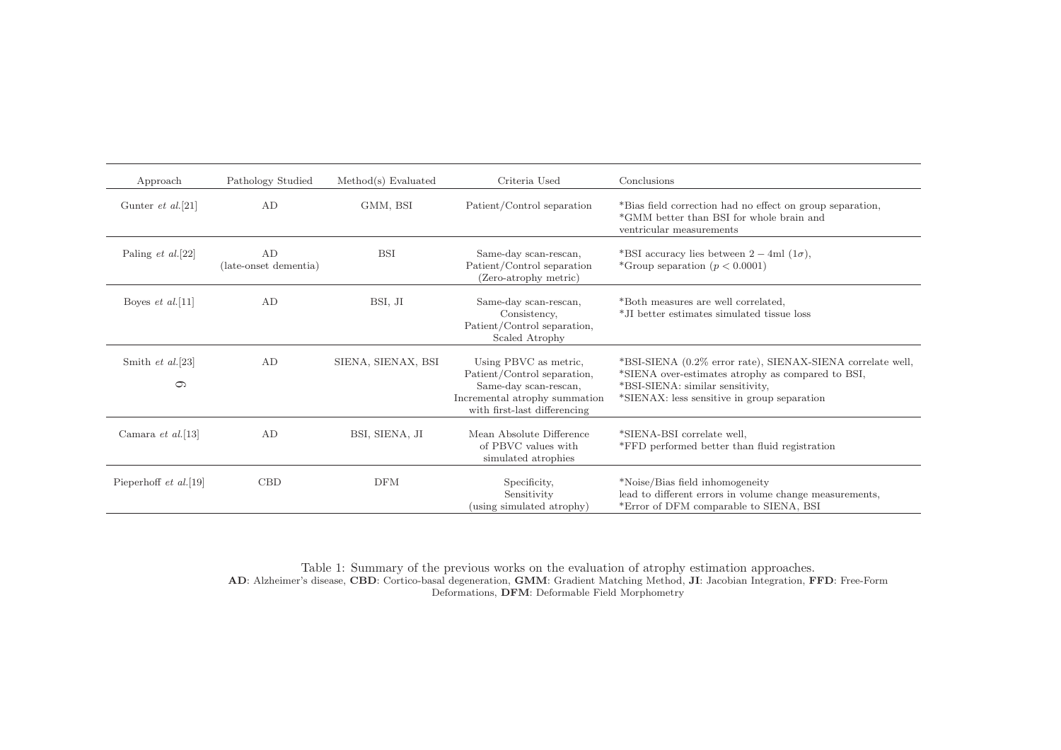| Approach | Pathology Studied | Method(s) Evaluated | Criteria Used | Conclusions |
|---|---|---|---|---|
| Gunter *et al.*[21] | AD | GMM, BSI | Patient/Control separation | *Bias field correction had no effect on group separation, *GMM better than BSI for whole brain and ventricular measurements |
| Paling *et al.*[22] | AD (late-onset dementia) | BSI | Same-day scan-rescan, Patient/Control separation (Zero-atrophy metric) | *BSI accuracy lies between $2 - 4$ml ($1\sigma$), *Group separation ($p < 0.0001$) |
| Boyes *et al.*[11] | AD | BSI, JI | Same-day scan-rescan, Consistency, Patient/Control separation, Scaled Atrophy | *Both measures are well correlated, *JI better estimates simulated tissue loss |
| Smith *et al.*[23] | AD | SIENA, SIENAX, BSI | Using PBVC as metric, Patient/Control separation, Same-day scan-rescan, Incremental atrophy summation with first-last differencing | *BSI-SIENA (0.2% error rate), SIENAX-SIENA correlate well, *SIENA over-estimates atrophy as compared to BSI, *BSI-SIENA: similar sensitivity, *SIENAX: less sensitive in group separation |
| Camara *et al.*[13] | AD | BSI, SIENA, JI | Mean Absolute Difference of PBVC values with simulated atrophies | *SIENA-BSI correlate well, *FFD performed better than fluid registration |
| Pieperhoff *et al.*[19] | CBD | DFM | Specificity, Sensitivity (using simulated atrophy) | *Noise/Bias field inhomogeneity lead to different errors in volume change measurements, *Error of DFM comparable to SIENA, BSI |

Table 1: Summary of the previous works on the evaluation of atrophy estimation approaches.
**AD**: Alzheimer's disease, **CBD**: Cortico-basal degeneration, **GMM**: Gradient Matching Method, **JI**: Jacobian Integration, **FFD**: Free-Form Deformations, **DFM**: Deformable Field Morphometry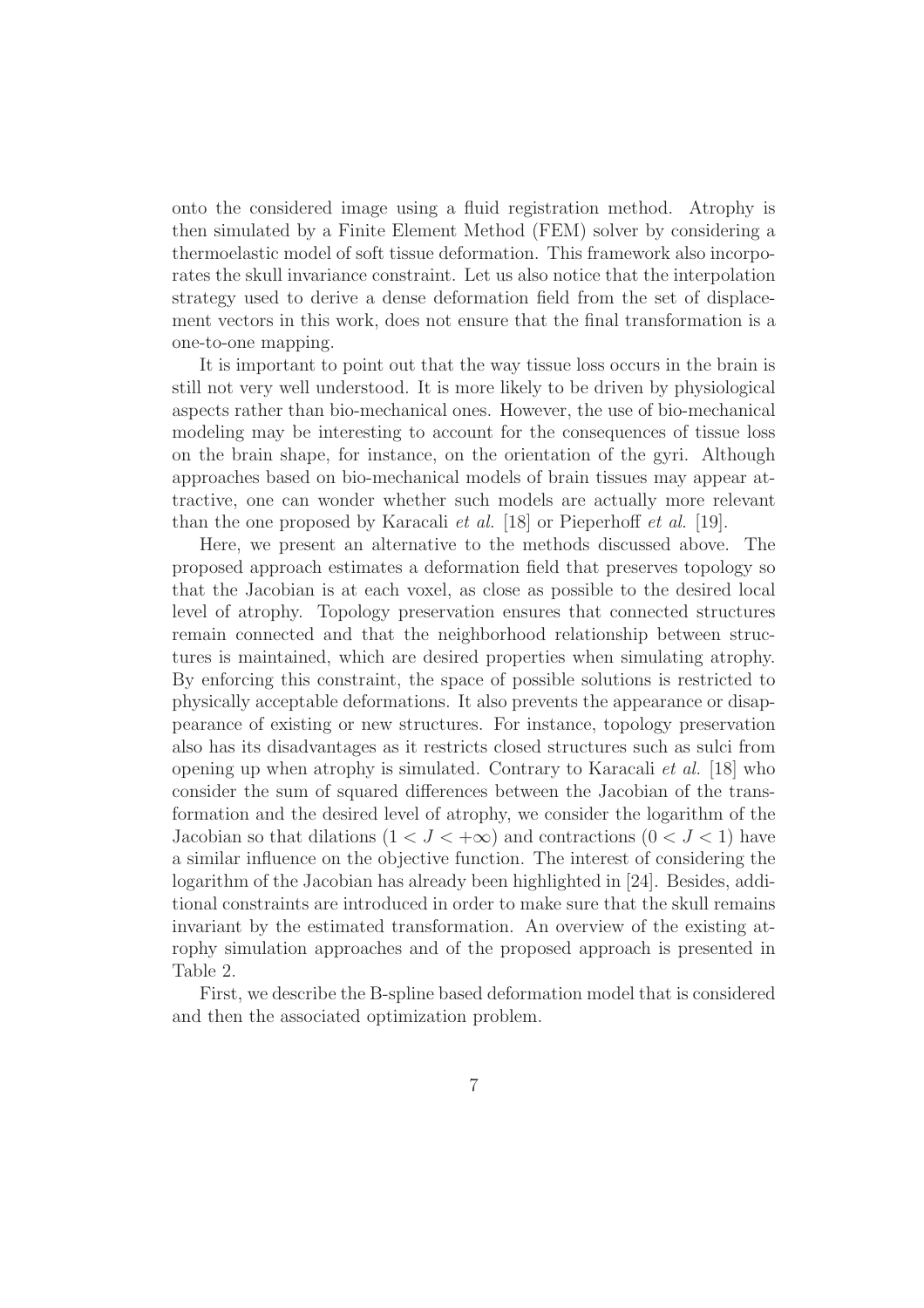onto the considered image using a fluid registration method. Atrophy is then simulated by a Finite Element Method (FEM) solver by considering a thermoelastic model of soft tissue deformation. This framework also incorporates the skull invariance constraint. Let us also notice that the interpolation strategy used to derive a dense deformation field from the set of displacement vectors in this work, does not ensure that the final transformation is a one-to-one mapping.

It is important to point out that the way tissue loss occurs in the brain is still not very well understood. It is more likely to be driven by physiological aspects rather than bio-mechanical ones. However, the use of bio-mechanical modeling may be interesting to account for the consequences of tissue loss on the brain shape, for instance, on the orientation of the gyri. Although approaches based on bio-mechanical models of brain tissues may appear attractive, one can wonder whether such models are actually more relevant than the one proposed by Karacali *et al.* [18] or Pieperhoff *et al.* [19].

Here, we present an alternative to the methods discussed above. The proposed approach estimates a deformation field that preserves topology so that the Jacobian is at each voxel, as close as possible to the desired local level of atrophy. Topology preservation ensures that connected structures remain connected and that the neighborhood relationship between structures is maintained, which are desired properties when simulating atrophy. By enforcing this constraint, the space of possible solutions is restricted to physically acceptable deformations. It also prevents the appearance or disappearance of existing or new structures. For instance, topology preservation also has its disadvantages as it restricts closed structures such as sulci from opening up when atrophy is simulated. Contrary to Karacali *et al.* [18] who consider the sum of squared differences between the Jacobian of the transformation and the desired level of atrophy, we consider the logarithm of the Jacobian so that dilations ($1 < J < +\infty$) and contractions ($0 < J < 1$) have a similar influence on the objective function. The interest of considering the logarithm of the Jacobian has already been highlighted in [24]. Besides, additional constraints are introduced in order to make sure that the skull remains invariant by the estimated transformation. An overview of the existing atrophy simulation approaches and of the proposed approach is presented in Table 2.

First, we describe the B-spline based deformation model that is considered and then the associated optimization problem.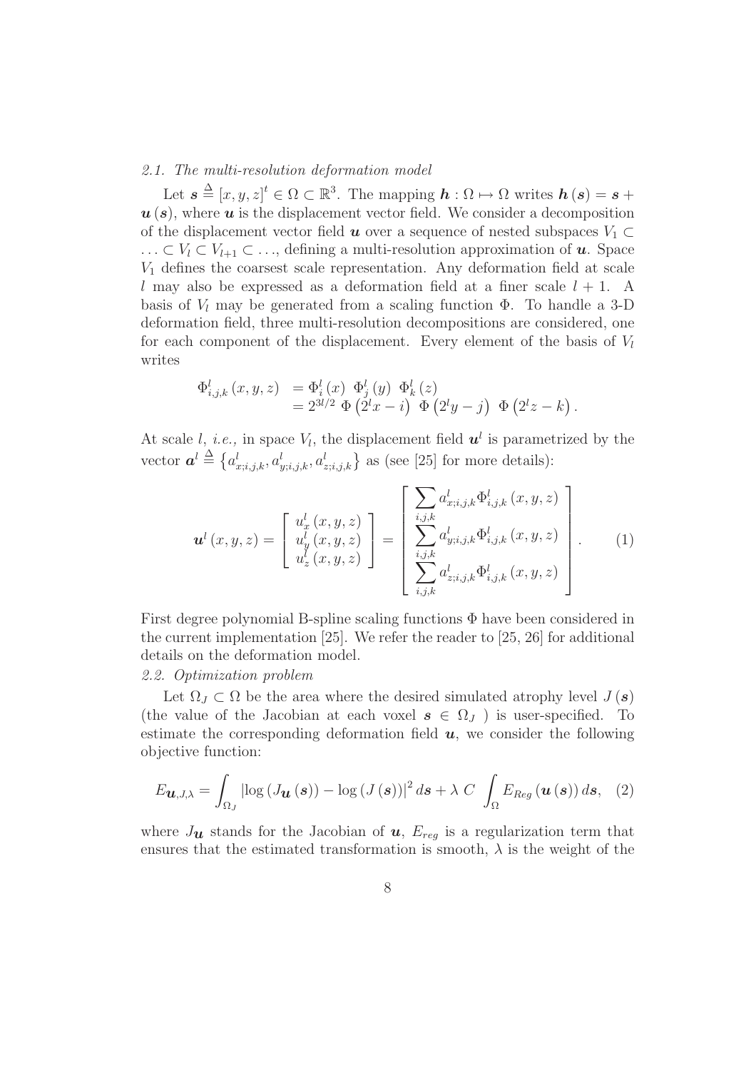### 2.1. The multi-resolution deformation model

Let $\boldsymbol{s} \triangleq [x, y, z]^t \in \Omega \subset \mathbb{R}^3$. The mapping $\boldsymbol{h} : \Omega \mapsto \Omega$ writes $\boldsymbol{h}(\boldsymbol{s}) = \boldsymbol{s} + \boldsymbol{u}(\boldsymbol{s})$, where $\boldsymbol{u}$ is the displacement vector field. We consider a decomposition of the displacement vector field $\boldsymbol{u}$ over a sequence of nested subspaces $V_1 \subset \ldots \subset V_l \subset V_{l+1} \subset \ldots$, defining a multi-resolution approximation of $\boldsymbol{u}$. Space $V_1$ defines the coarsest scale representation. Any deformation field at scale $l$ may also be expressed as a deformation field at a finer scale $l+1$. A basis of $V_l$ may be generated from a scaling function $\Phi$. To handle a 3-D deformation field, three multi-resolution decompositions are considered, one for each component of the displacement. Every element of the basis of $V_l$ writes

$$
\begin{aligned}
\Phi^l_{i,j,k}(x, y, z) &= \Phi^l_i(x)\ \Phi^l_j(y)\ \Phi^l_k(z) \\
&= 2^{3l/2}\ \Phi\left(2^l x - i\right)\ \Phi\left(2^l y - j\right)\ \Phi\left(2^l z - k\right).
\end{aligned}
$$

At scale $l$, *i.e.,* in space $V_l$, the displacement field $\boldsymbol{u}^l$ is parametrized by the vector $\boldsymbol{a}^l \triangleq \left\{a^l_{x;i,j,k}, a^l_{y;i,j,k}, a^l_{z;i,j,k}\right\}$ as (see [25] for more details):

$$
\boldsymbol{u}^l(x, y, z) = \begin{bmatrix} u^l_x(x, y, z) \\ u^l_y(x, y, z) \\ u^l_z(x, y, z) \end{bmatrix} = \begin{bmatrix} \sum\limits_{i,j,k} a^l_{x;i,j,k} \Phi^l_{i,j,k}(x, y, z) \\ \sum\limits_{i,j,k} a^l_{y;i,j,k} \Phi^l_{i,j,k}(x, y, z) \\ \sum\limits_{i,j,k} a^l_{z;i,j,k} \Phi^l_{i,j,k}(x, y, z) \end{bmatrix}. \quad (1)
$$

First degree polynomial B-spline scaling functions $\Phi$ have been considered in the current implementation [25]. We refer the reader to [25, 26] for additional details on the deformation model.

### 2.2. Optimization problem

Let $\Omega_J \subset \Omega$ be the area where the desired simulated atrophy level $J(\boldsymbol{s})$ (the value of the Jacobian at each voxel $\boldsymbol{s} \in \Omega_J$ ) is user-specified. To estimate the corresponding deformation field $\boldsymbol{u}$, we consider the following objective function:

$$
E_{\boldsymbol{u},J,\lambda} = \int_{\Omega_J} \left|\log\left(J_{\boldsymbol{u}}(\boldsymbol{s})\right) - \log\left(J(\boldsymbol{s})\right)\right|^2 d\boldsymbol{s} + \lambda\ C\ \int_{\Omega} E_{Reg}\left(\boldsymbol{u}(\boldsymbol{s})\right) d\boldsymbol{s}, \quad (2)
$$

where $J_{\boldsymbol{u}}$ stands for the Jacobian of $\boldsymbol{u}$, $E_{reg}$ is a regularization term that ensures that the estimated transformation is smooth, $\lambda$ is the weight of the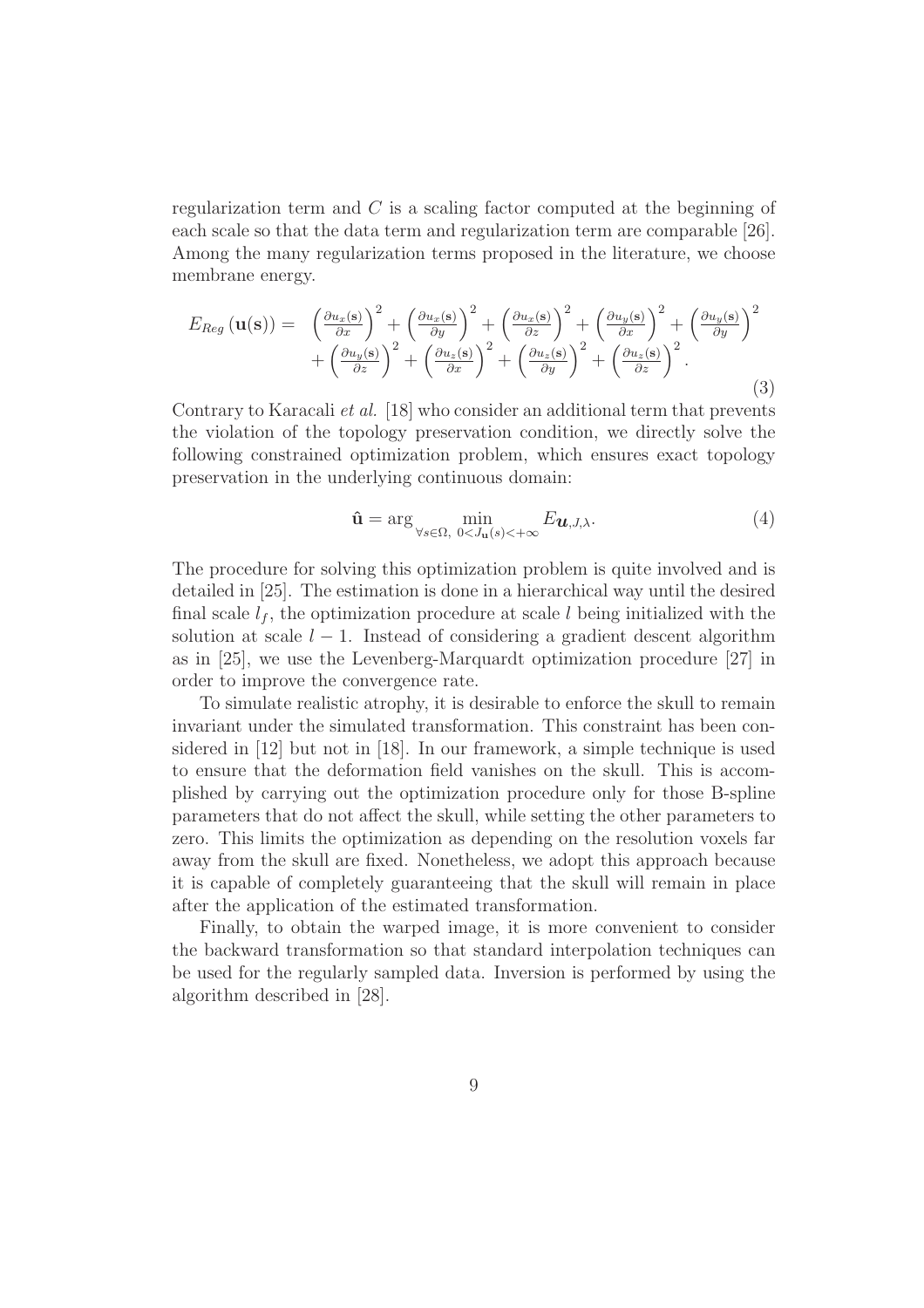regularization term and $C$ is a scaling factor computed at the beginning of each scale so that the data term and regularization term are comparable [26]. Among the many regularization terms proposed in the literature, we choose membrane energy.

$$
\begin{aligned}
E_{Reg}\left(\mathbf{u}(\mathbf{s})\right) = \; & \left(\frac{\partial u_x(\mathbf{s})}{\partial x}\right)^2 + \left(\frac{\partial u_x(\mathbf{s})}{\partial y}\right)^2 + \left(\frac{\partial u_x(\mathbf{s})}{\partial z}\right)^2 + \left(\frac{\partial u_y(\mathbf{s})}{\partial x}\right)^2 + \left(\frac{\partial u_y(\mathbf{s})}{\partial y}\right)^2 \\
& + \left(\frac{\partial u_y(\mathbf{s})}{\partial z}\right)^2 + \left(\frac{\partial u_z(\mathbf{s})}{\partial x}\right)^2 + \left(\frac{\partial u_z(\mathbf{s})}{\partial y}\right)^2 + \left(\frac{\partial u_z(\mathbf{s})}{\partial z}\right)^2 .
\end{aligned}
\tag{3}
$$

Contrary to Karacali *et al.* [18] who consider an additional term that prevents the violation of the topology preservation condition, we directly solve the following constrained optimization problem, which ensures exact topology preservation in the underlying continuous domain:

$$
\hat{\mathbf{u}} = \arg \min_{\forall s \in \Omega,\; 0 < J_{\mathbf{u}}(s) < +\infty} E_{\boldsymbol{u},J,\lambda}. \tag{4}
$$

The procedure for solving this optimization problem is quite involved and is detailed in [25]. The estimation is done in a hierarchical way until the desired final scale $l_f$, the optimization procedure at scale $l$ being initialized with the solution at scale $l-1$. Instead of considering a gradient descent algorithm as in [25], we use the Levenberg-Marquardt optimization procedure [27] in order to improve the convergence rate.

To simulate realistic atrophy, it is desirable to enforce the skull to remain invariant under the simulated transformation. This constraint has been considered in [12] but not in [18]. In our framework, a simple technique is used to ensure that the deformation field vanishes on the skull. This is accomplished by carrying out the optimization procedure only for those B-spline parameters that do not affect the skull, while setting the other parameters to zero. This limits the optimization as depending on the resolution voxels far away from the skull are fixed. Nonetheless, we adopt this approach because it is capable of completely guaranteeing that the skull will remain in place after the application of the estimated transformation.

Finally, to obtain the warped image, it is more convenient to consider the backward transformation so that standard interpolation techniques can be used for the regularly sampled data. Inversion is performed by using the algorithm described in [28].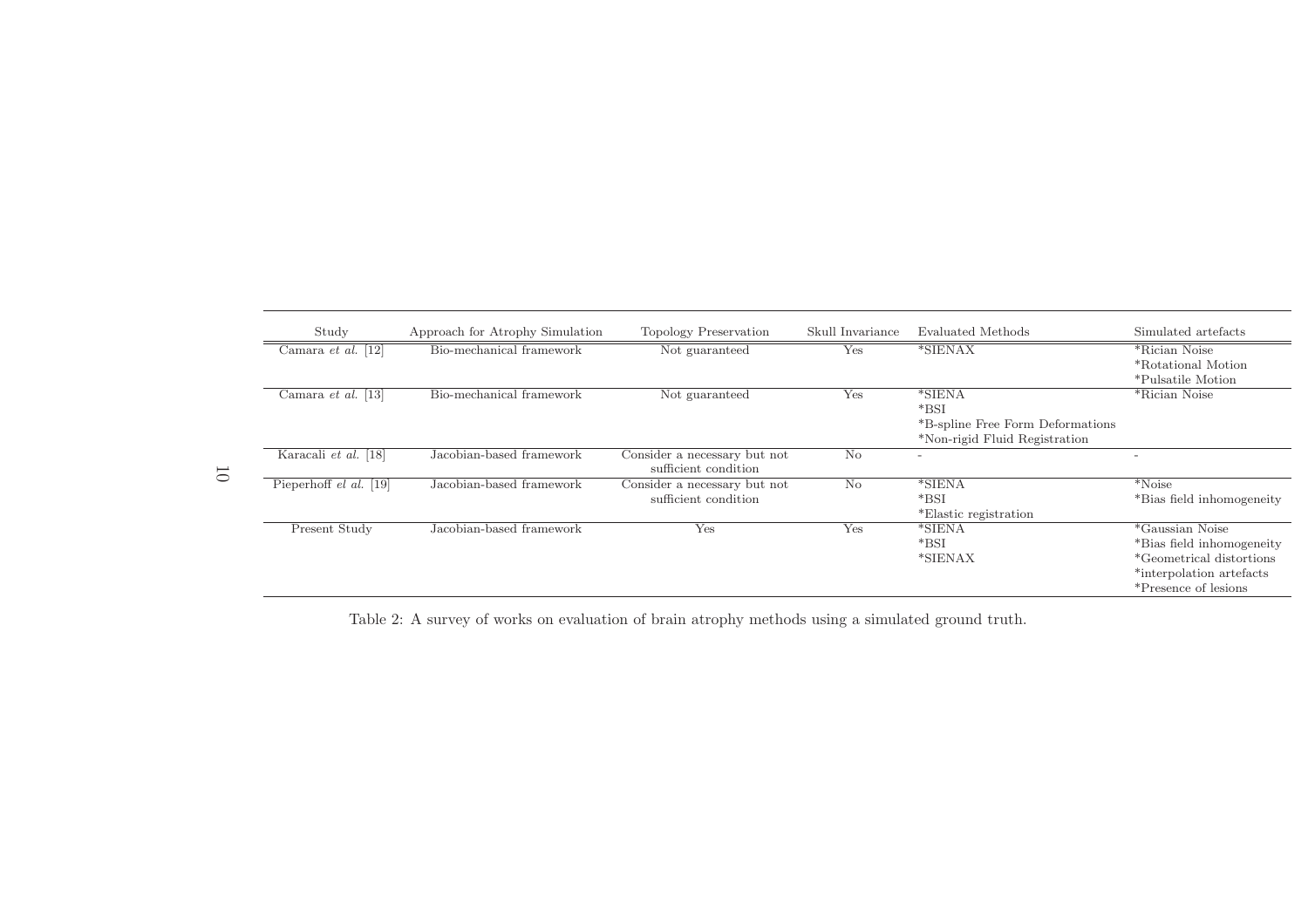| Study | Approach for Atrophy Simulation | Topology Preservation | Skull Invariance | Evaluated Methods | Simulated artefacts |
|---|---|---|---|---|---|
| Camara *et al.* [12] | Bio-mechanical framework | Not guaranteed | Yes | *SIENAX | *Rician Noise<br>*Rotational Motion<br>*Pulsatile Motion |
| Camara *et al.* [13] | Bio-mechanical framework | Not guaranteed | Yes | *SIENA<br>*BSI<br>*B-spline Free Form Deformations<br>*Non-rigid Fluid Registration | *Rician Noise |
| Karacali *et al.* [18] | Jacobian-based framework | Consider a necessary but not sufficient condition | No | - | - |
| Pieperhoff *el al.* [19] | Jacobian-based framework | Consider a necessary but not sufficient condition | No | *SIENA<br>*BSI<br>*Elastic registration | *Noise<br>*Bias field inhomogeneity |
| Present Study | Jacobian-based framework | Yes | Yes | *SIENA<br>*BSI<br>*SIENAX | *Gaussian Noise<br>*Bias field inhomogeneity<br>*Geometrical distortions<br>*interpolation artefacts<br>*Presence of lesions |

Table 2: A survey of works on evaluation of brain atrophy methods using a simulated ground truth.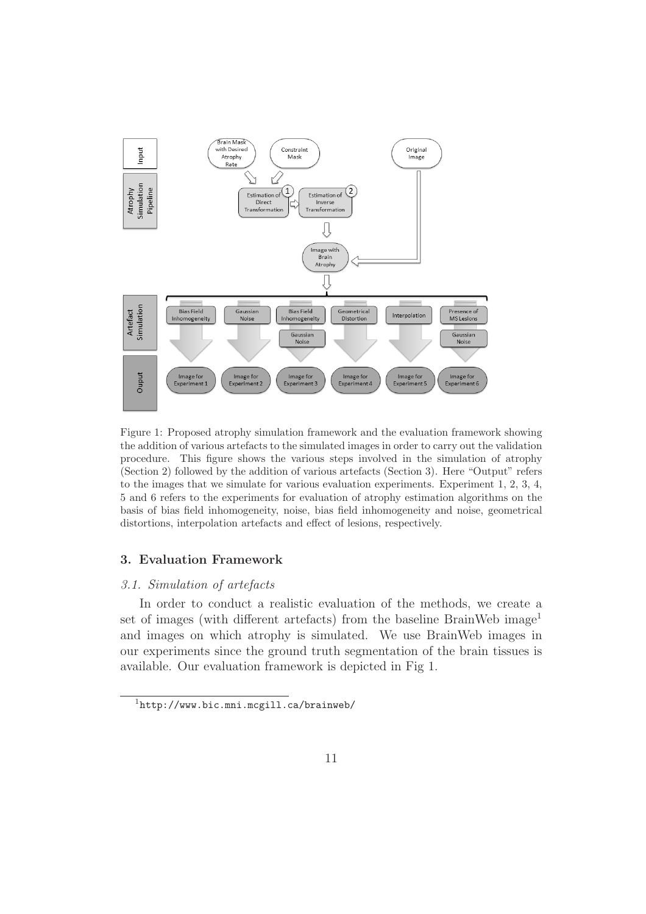Figure 1: Proposed atrophy simulation framework and the evaluation framework showing the addition of various artefacts to the simulated images in order to carry out the validation procedure. This figure shows the various steps involved in the simulation of atrophy (Section 2) followed by the addition of various artefacts (Section 3). Here "Output" refers to the images that we simulate for various evaluation experiments. Experiment 1, 2, 3, 4, 5 and 6 refers to the experiments for evaluation of atrophy estimation algorithms on the basis of bias field inhomogeneity, noise, bias field inhomogeneity and noise, geometrical distortions, interpolation artefacts and effect of lesions, respectively.

## 3. Evaluation Framework

### *3.1. Simulation of artefacts*

In order to conduct a realistic evaluation of the methods, we create a set of images (with different artefacts) from the baseline BrainWeb image[1] and images on which atrophy is simulated. We use BrainWeb images in our experiments since the ground truth segmentation of the brain tissues is available. Our evaluation framework is depicted in Fig 1.

[1] http://www.bic.mni.mcgill.ca/brainweb/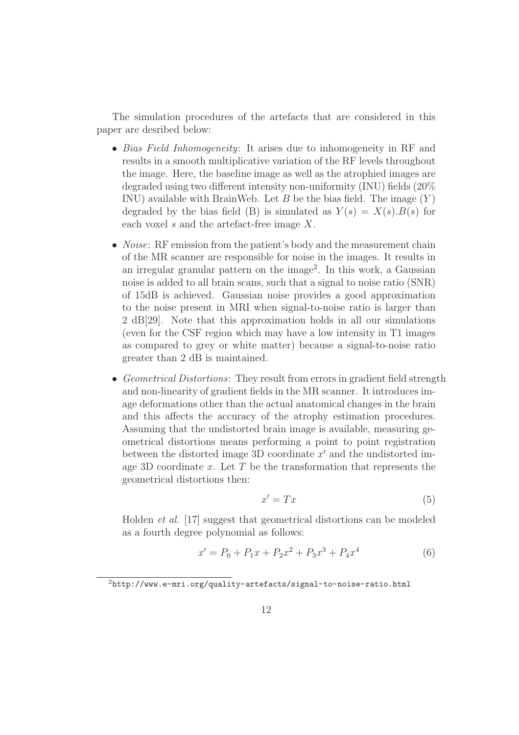The simulation procedures of the artefacts that are considered in this paper are desribed below:

- *Bias Field Inhomogeneity*: It arises due to inhomogeneity in RF and results in a smooth multiplicative variation of the RF levels throughout the image. Here, the baseline image as well as the atrophied images are degraded using two different intensity non-uniformity (INU) fields (20% INU) available with BrainWeb. Let $B$ be the bias field. The image ($Y$) degraded by the bias field (B) is simulated as $Y(s) = X(s).B(s)$ for each voxel $s$ and the artefact-free image $X$.

- *Noise*: RF emission from the patient's body and the measurement chain of the MR scanner are responsible for noise in the images. It results in an irregular granular pattern on the image[2]. In this work, a Gaussian noise is added to all brain scans, such that a signal to noise ratio (SNR) of 15dB is achieved. Gaussian noise provides a good approximation to the noise present in MRI when signal-to-noise ratio is larger than 2 dB[29]. Note that this approximation holds in all our simulations (even for the CSF region which may have a low intensity in T1 images as compared to grey or white matter) because a signal-to-noise ratio greater than 2 dB is maintained.

- *Geometrical Distortions*: They result from errors in gradient field strength and non-linearity of gradient fields in the MR scanner. It introduces image deformations other than the actual anatomical changes in the brain and this affects the accuracy of the atrophy estimation procedures. Assuming that the undistorted brain image is available, measuring geometrical distortions means performing a point to point registration between the distorted image 3D coordinate $x'$ and the undistorted image 3D coordinate $x$. Let $T$ be the transformation that represents the geometrical distortions then:

$$x' = Tx \tag{5}$$

  Holden *et al.* [17] suggest that geometrical distortions can be modeled as a fourth degree polynomial as follows:

$$x' = P_0 + P_1 x + P_2 x^2 + P_3 x^3 + P_4 x^4 \tag{6}$$

[2] http://www.e-mri.org/quality-artefacts/signal-to-noise-ratio.html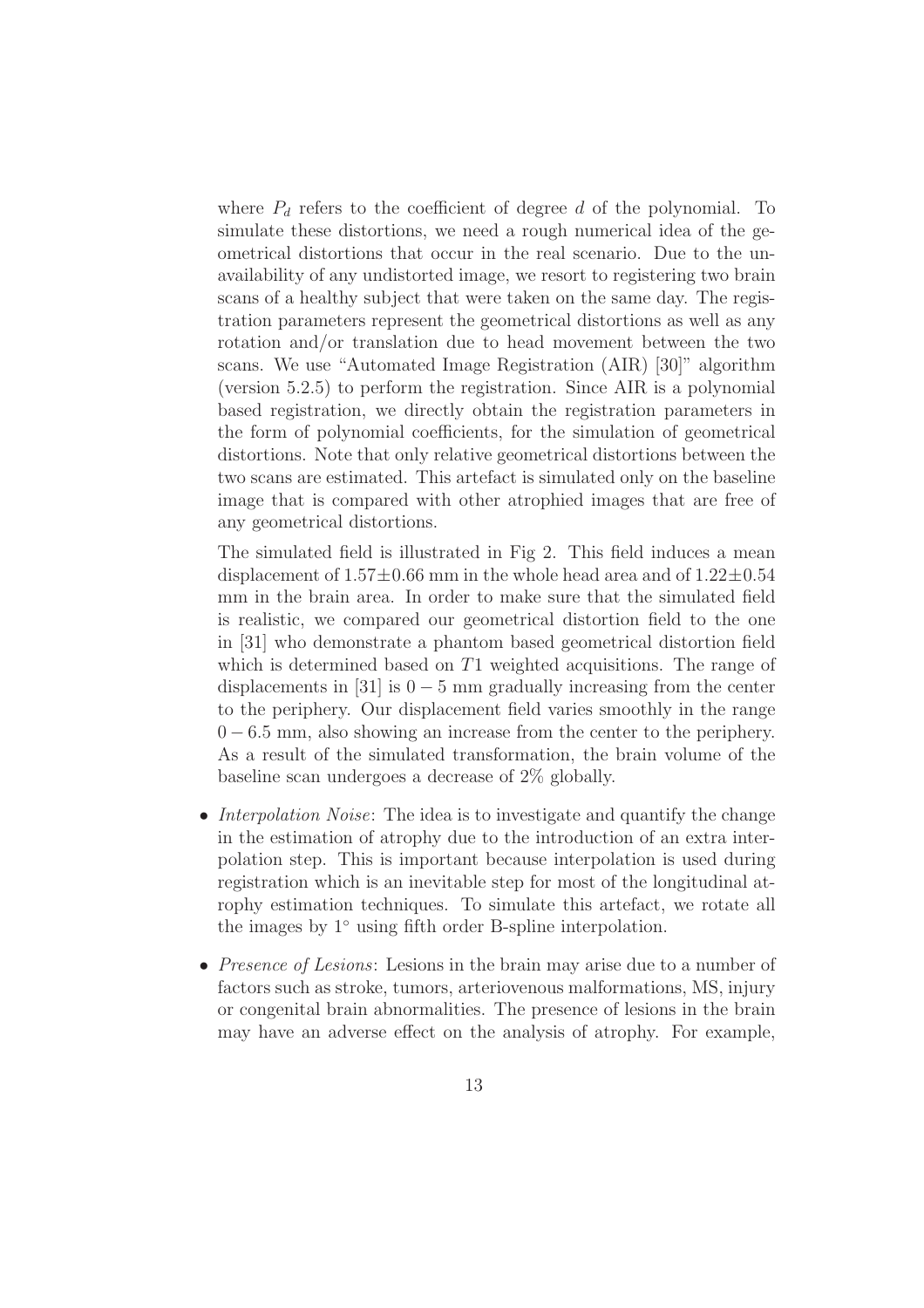where $P_d$ refers to the coefficient of degree $d$ of the polynomial. To simulate these distortions, we need a rough numerical idea of the geometrical distortions that occur in the real scenario. Due to the unavailability of any undistorted image, we resort to registering two brain scans of a healthy subject that were taken on the same day. The registration parameters represent the geometrical distortions as well as any rotation and/or translation due to head movement between the two scans. We use "Automated Image Registration (AIR) [30]" algorithm (version 5.2.5) to perform the registration. Since AIR is a polynomial based registration, we directly obtain the registration parameters in the form of polynomial coefficients, for the simulation of geometrical distortions. Note that only relative geometrical distortions between the two scans are estimated. This artefact is simulated only on the baseline image that is compared with other atrophied images that are free of any geometrical distortions.

The simulated field is illustrated in Fig 2. This field induces a mean displacement of $1.57 \pm 0.66$ mm in the whole head area and of $1.22 \pm 0.54$ mm in the brain area. In order to make sure that the simulated field is realistic, we compared our geometrical distortion field to the one in [31] who demonstrate a phantom based geometrical distortion field which is determined based on $T1$ weighted acquisitions. The range of displacements in [31] is $0 - 5$ mm gradually increasing from the center to the periphery. Our displacement field varies smoothly in the range $0 - 6.5$ mm, also showing an increase from the center to the periphery. As a result of the simulated transformation, the brain volume of the baseline scan undergoes a decrease of 2% globally.

- *Interpolation Noise*: The idea is to investigate and quantify the change in the estimation of atrophy due to the introduction of an extra interpolation step. This is important because interpolation is used during registration which is an inevitable step for most of the longitudinal atrophy estimation techniques. To simulate this artefact, we rotate all the images by $1^{\circ}$ using fifth order B-spline interpolation.

- *Presence of Lesions*: Lesions in the brain may arise due to a number of factors such as stroke, tumors, arteriovenous malformations, MS, injury or congenital brain abnormalities. The presence of lesions in the brain may have an adverse effect on the analysis of atrophy. For example,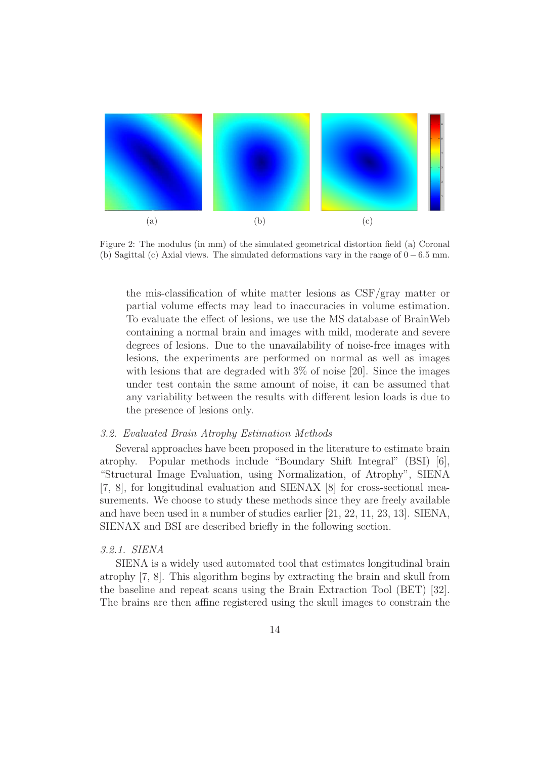(a) (b) (c)

Figure 2: The modulus (in mm) of the simulated geometrical distortion field (a) Coronal (b) Sagittal (c) Axial views. The simulated deformations vary in the range of $0-6.5$ mm.

the mis-classification of white matter lesions as CSF/gray matter or partial volume effects may lead to inaccuracies in volume estimation. To evaluate the effect of lesions, we use the MS database of BrainWeb containing a normal brain and images with mild, moderate and severe degrees of lesions. Due to the unavailability of noise-free images with lesions, the experiments are performed on normal as well as images with lesions that are degraded with 3% of noise [20]. Since the images under test contain the same amount of noise, it can be assumed that any variability between the results with different lesion loads is due to the presence of lesions only.

### *3.2. Evaluated Brain Atrophy Estimation Methods*

Several approaches have been proposed in the literature to estimate brain atrophy. Popular methods include "Boundary Shift Integral" (BSI) [6], "Structural Image Evaluation, using Normalization, of Atrophy", SIENA [7, 8], for longitudinal evaluation and SIENAX [8] for cross-sectional measurements. We choose to study these methods since they are freely available and have been used in a number of studies earlier [21, 22, 11, 23, 13]. SIENA, SIENAX and BSI are described briefly in the following section.

#### *3.2.1. SIENA*

SIENA is a widely used automated tool that estimates longitudinal brain atrophy [7, 8]. This algorithm begins by extracting the brain and skull from the baseline and repeat scans using the Brain Extraction Tool (BET) [32]. The brains are then affine registered using the skull images to constrain the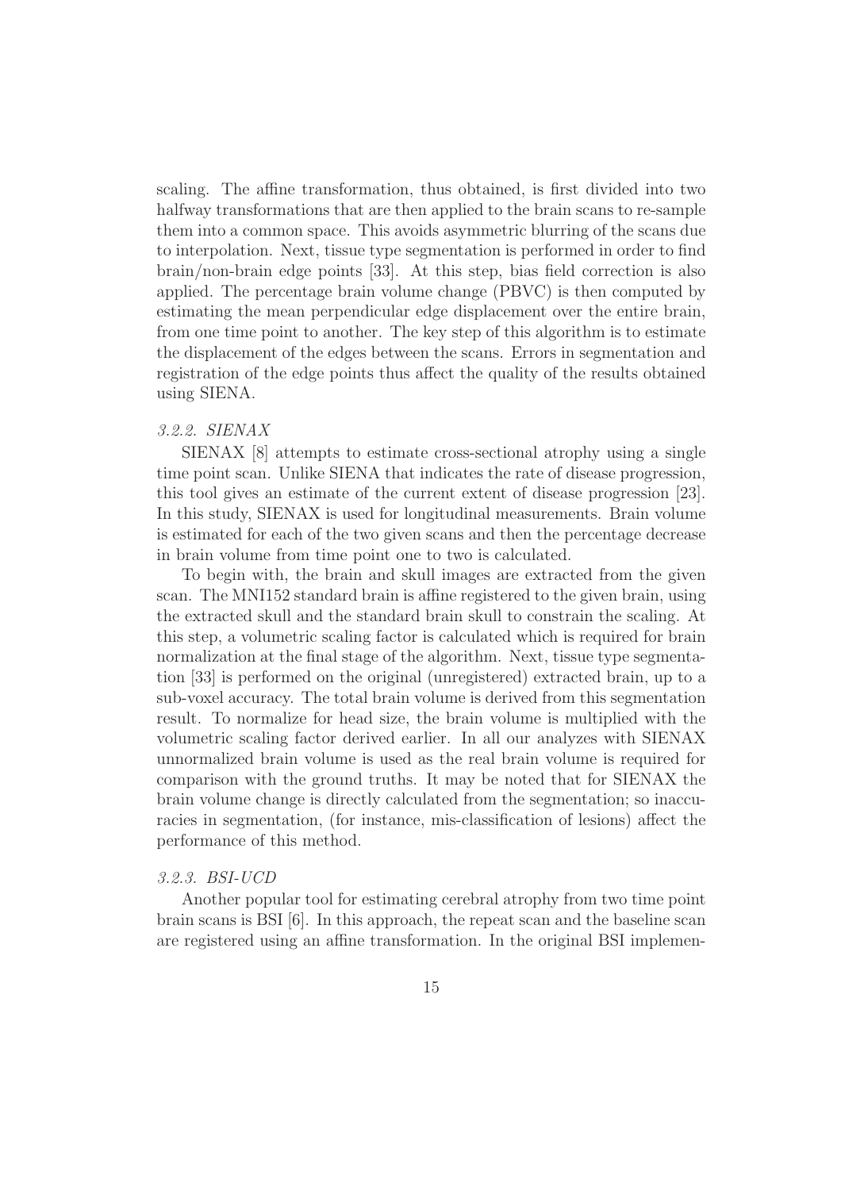scaling. The affine transformation, thus obtained, is first divided into two halfway transformations that are then applied to the brain scans to re-sample them into a common space. This avoids asymmetric blurring of the scans due to interpolation. Next, tissue type segmentation is performed in order to find brain/non-brain edge points [33]. At this step, bias field correction is also applied. The percentage brain volume change (PBVC) is then computed by estimating the mean perpendicular edge displacement over the entire brain, from one time point to another. The key step of this algorithm is to estimate the displacement of the edges between the scans. Errors in segmentation and registration of the edge points thus affect the quality of the results obtained using SIENA.

#### *3.2.2. SIENAX*

SIENAX [8] attempts to estimate cross-sectional atrophy using a single time point scan. Unlike SIENA that indicates the rate of disease progression, this tool gives an estimate of the current extent of disease progression [23]. In this study, SIENAX is used for longitudinal measurements. Brain volume is estimated for each of the two given scans and then the percentage decrease in brain volume from time point one to two is calculated.

To begin with, the brain and skull images are extracted from the given scan. The MNI152 standard brain is affine registered to the given brain, using the extracted skull and the standard brain skull to constrain the scaling. At this step, a volumetric scaling factor is calculated which is required for brain normalization at the final stage of the algorithm. Next, tissue type segmentation [33] is performed on the original (unregistered) extracted brain, up to a sub-voxel accuracy. The total brain volume is derived from this segmentation result. To normalize for head size, the brain volume is multiplied with the volumetric scaling factor derived earlier. In all our analyzes with SIENAX unnormalized brain volume is used as the real brain volume is required for comparison with the ground truths. It may be noted that for SIENAX the brain volume change is directly calculated from the segmentation; so inaccuracies in segmentation, (for instance, mis-classification of lesions) affect the performance of this method.

#### *3.2.3. BSI-UCD*

Another popular tool for estimating cerebral atrophy from two time point brain scans is BSI [6]. In this approach, the repeat scan and the baseline scan are registered using an affine transformation. In the original BSI implemen-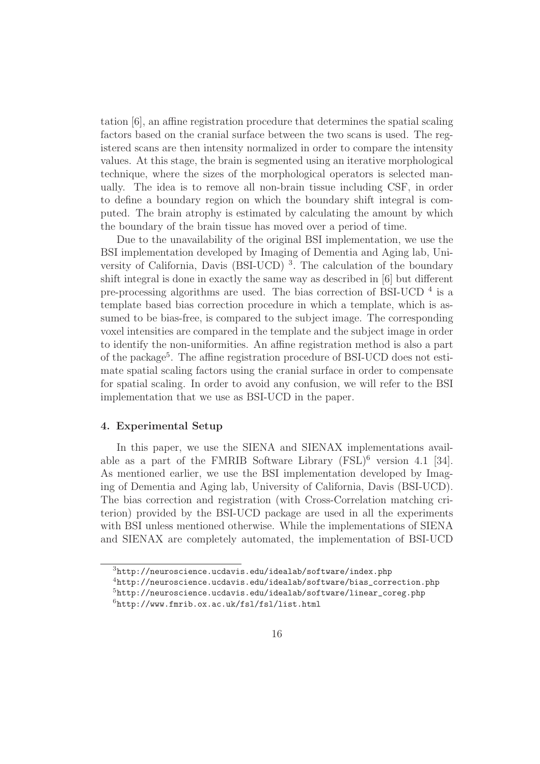tation [6], an affine registration procedure that determines the spatial scaling factors based on the cranial surface between the two scans is used. The registered scans are then intensity normalized in order to compare the intensity values. At this stage, the brain is segmented using an iterative morphological technique, where the sizes of the morphological operators is selected manually. The idea is to remove all non-brain tissue including CSF, in order to define a boundary region on which the boundary shift integral is computed. The brain atrophy is estimated by calculating the amount by which the boundary of the brain tissue has moved over a period of time.

Due to the unavailability of the original BSI implementation, we use the BSI implementation developed by Imaging of Dementia and Aging lab, University of California, Davis (BSI-UCD) [3]. The calculation of the boundary shift integral is done in exactly the same way as described in [6] but different pre-processing algorithms are used. The bias correction of BSI-UCD [4] is a template based bias correction procedure in which a template, which is assumed to be bias-free, is compared to the subject image. The corresponding voxel intensities are compared in the template and the subject image in order to identify the non-uniformities. An affine registration method is also a part of the package[5]. The affine registration procedure of BSI-UCD does not estimate spatial scaling factors using the cranial surface in order to compensate for spatial scaling. In order to avoid any confusion, we will refer to the BSI implementation that we use as BSI-UCD in the paper.

### 4. Experimental Setup

In this paper, we use the SIENA and SIENAX implementations available as a part of the FMRIB Software Library (FSL)[6] version 4.1 [34]. As mentioned earlier, we use the BSI implementation developed by Imaging of Dementia and Aging lab, University of California, Davis (BSI-UCD). The bias correction and registration (with Cross-Correlation matching criterion) provided by the BSI-UCD package are used in all the experiments with BSI unless mentioned otherwise. While the implementations of SIENA and SIENAX are completely automated, the implementation of BSI-UCD

[3] http://neuroscience.ucdavis.edu/idealab/software/index.php

[4] http://neuroscience.ucdavis.edu/idealab/software/bias_correction.php

[5] http://neuroscience.ucdavis.edu/idealab/software/linear_coreg.php

[6] http://www.fmrib.ox.ac.uk/fsl/fsl/list.html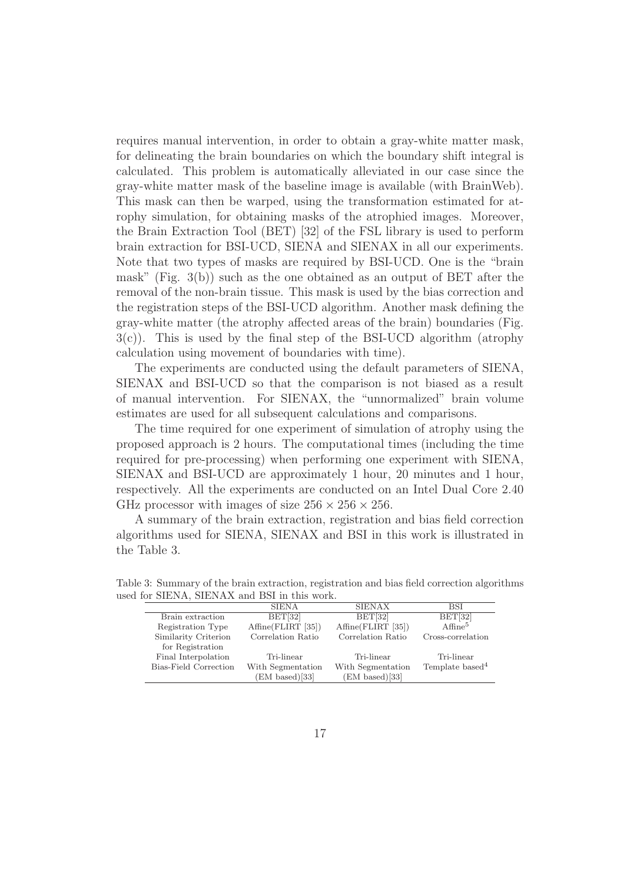requires manual intervention, in order to obtain a gray-white matter mask, for delineating the brain boundaries on which the boundary shift integral is calculated. This problem is automatically alleviated in our case since the gray-white matter mask of the baseline image is available (with BrainWeb). This mask can then be warped, using the transformation estimated for atrophy simulation, for obtaining masks of the atrophied images. Moreover, the Brain Extraction Tool (BET) [32] of the FSL library is used to perform brain extraction for BSI-UCD, SIENA and SIENAX in all our experiments. Note that two types of masks are required by BSI-UCD. One is the "brain mask" (Fig. 3(b)) such as the one obtained as an output of BET after the removal of the non-brain tissue. This mask is used by the bias correction and the registration steps of the BSI-UCD algorithm. Another mask defining the gray-white matter (the atrophy affected areas of the brain) boundaries (Fig. 3(c)). This is used by the final step of the BSI-UCD algorithm (atrophy calculation using movement of boundaries with time).

The experiments are conducted using the default parameters of SIENA, SIENAX and BSI-UCD so that the comparison is not biased as a result of manual intervention. For SIENAX, the "unnormalized" brain volume estimates are used for all subsequent calculations and comparisons.

The time required for one experiment of simulation of atrophy using the proposed approach is 2 hours. The computational times (including the time required for pre-processing) when performing one experiment with SIENA, SIENAX and BSI-UCD are approximately 1 hour, 20 minutes and 1 hour, respectively. All the experiments are conducted on an Intel Dual Core 2.40 GHz processor with images of size $256 \times 256 \times 256$.

A summary of the brain extraction, registration and bias field correction algorithms used for SIENA, SIENAX and BSI in this work is illustrated in the Table 3.

Table 3: Summary of the brain extraction, registration and bias field correction algorithms used for SIENA, SIENAX and BSI in this work.

| | SIENA | SIENAX | BSI |
|---|---|---|---|
| Brain extraction | BET[32] | BET[32] | BET[32] |
| Registration Type | Affine(FLIRT [35]) | Affine(FLIRT [35]) | Affine[5] |
| Similarity Criterion for Registration | Correlation Ratio | Correlation Ratio | Cross-correlation |
| Final Interpolation | Tri-linear | Tri-linear | Tri-linear |
| Bias-Field Correction | With Segmentation (EM based)[33] | With Segmentation (EM based)[33] | Template based[4] |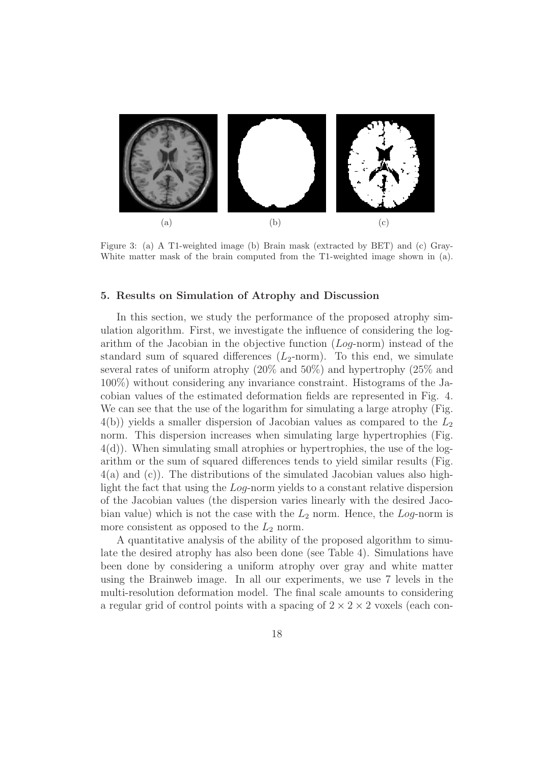(a) (b) (c)

Figure 3: (a) A T1-weighted image (b) Brain mask (extracted by BET) and (c) Gray-White matter mask of the brain computed from the T1-weighted image shown in (a).

### 5. Results on Simulation of Atrophy and Discussion

In this section, we study the performance of the proposed atrophy simulation algorithm. First, we investigate the influence of considering the logarithm of the Jacobian in the objective function (*Log*-norm) instead of the standard sum of squared differences ($L_2$-norm). To this end, we simulate several rates of uniform atrophy (20% and 50%) and hypertrophy (25% and 100%) without considering any invariance constraint. Histograms of the Jacobian values of the estimated deformation fields are represented in Fig. 4. We can see that the use of the logarithm for simulating a large atrophy (Fig. 4(b)) yields a smaller dispersion of Jacobian values as compared to the $L_2$ norm. This dispersion increases when simulating large hypertrophies (Fig. 4(d)). When simulating small atrophies or hypertrophies, the use of the logarithm or the sum of squared differences tends to yield similar results (Fig. 4(a) and (c)). The distributions of the simulated Jacobian values also highlight the fact that using the *Log*-norm yields to a constant relative dispersion of the Jacobian values (the dispersion varies linearly with the desired Jacobian value) which is not the case with the $L_2$ norm. Hence, the *Log*-norm is more consistent as opposed to the $L_2$ norm.

A quantitative analysis of the ability of the proposed algorithm to simulate the desired atrophy has also been done (see Table 4). Simulations have been done by considering a uniform atrophy over gray and white matter using the Brainweb image. In all our experiments, we use 7 levels in the multi-resolution deformation model. The final scale amounts to considering a regular grid of control points with a spacing of $2 \times 2 \times 2$ voxels (each con-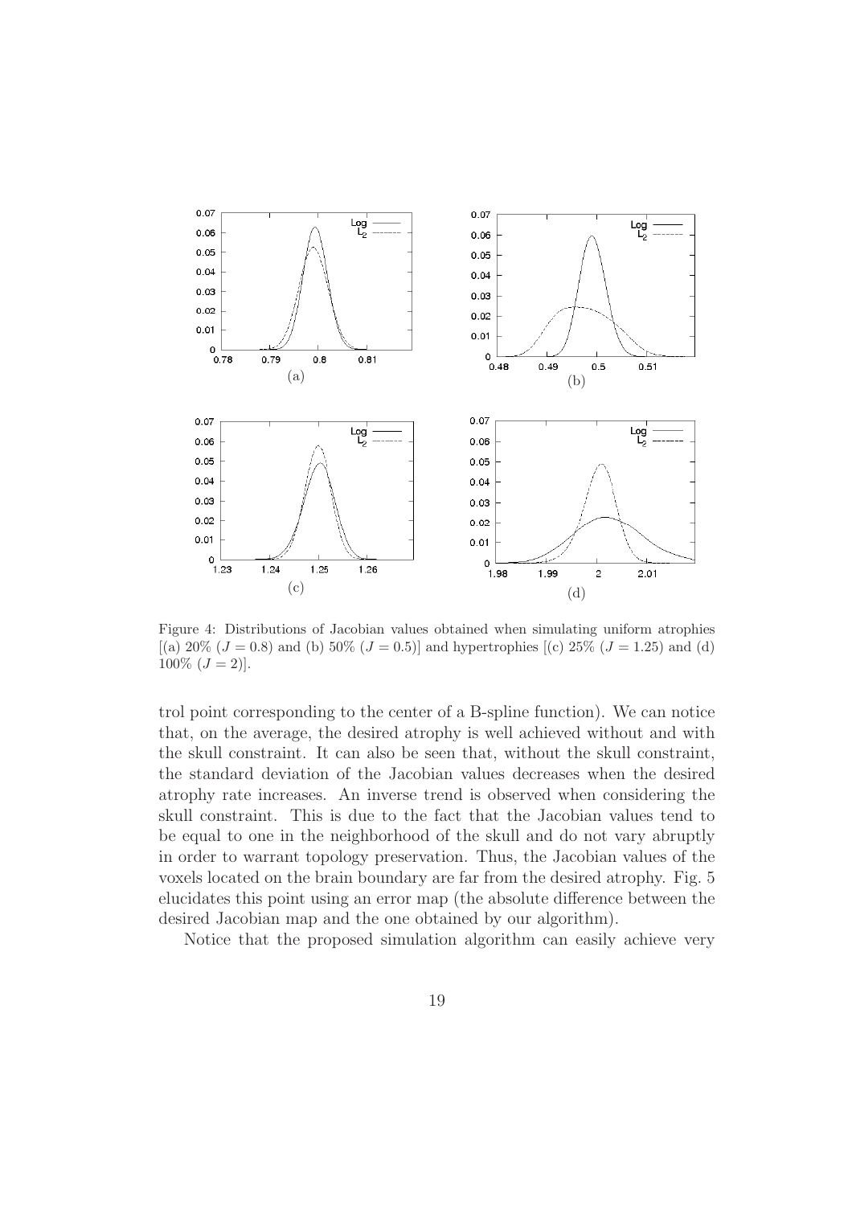Figure 4: Distributions of Jacobian values obtained when simulating uniform atrophies [(a) 20% ($J = 0.8$) and (b) 50% ($J = 0.5$)] and hypertrophies [(c) 25% ($J = 1.25$) and (d) 100% ($J = 2$)].

trol point corresponding to the center of a B-spline function). We can notice that, on the average, the desired atrophy is well achieved without and with the skull constraint. It can also be seen that, without the skull constraint, the standard deviation of the Jacobian values decreases when the desired atrophy rate increases. An inverse trend is observed when considering the skull constraint. This is due to the fact that the Jacobian values tend to be equal to one in the neighborhood of the skull and do not vary abruptly in order to warrant topology preservation. Thus, the Jacobian values of the voxels located on the brain boundary are far from the desired atrophy. Fig. 5 elucidates this point using an error map (the absolute difference between the desired Jacobian map and the one obtained by our algorithm).

Notice that the proposed simulation algorithm can easily achieve very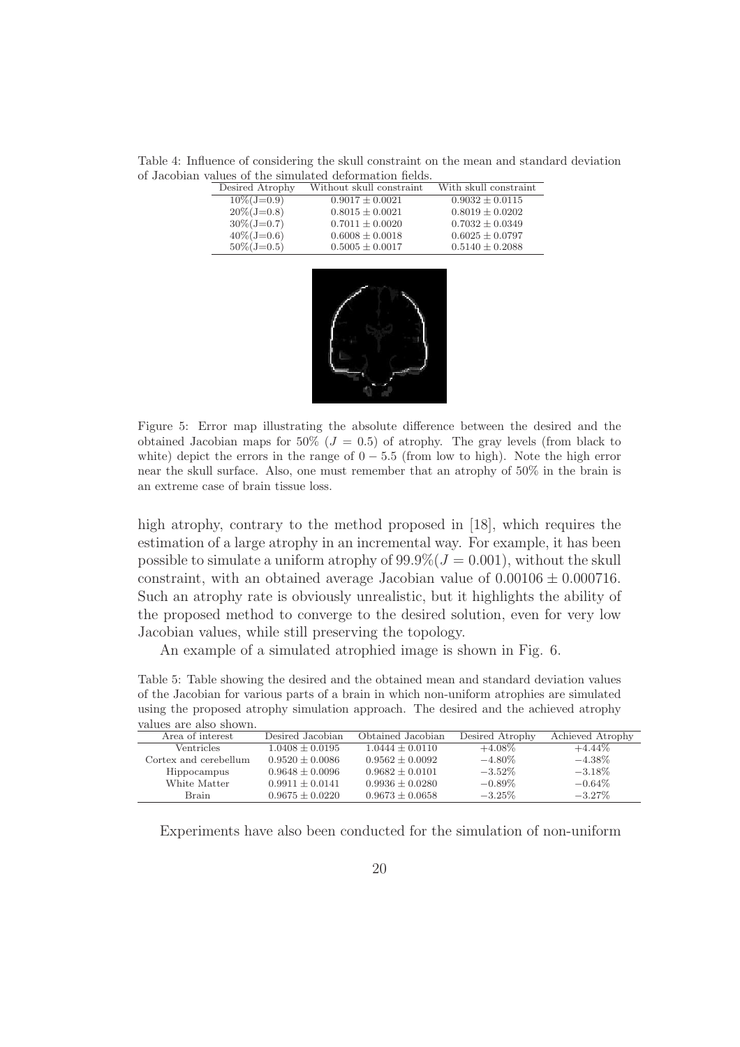Table 4: Influence of considering the skull constraint on the mean and standard deviation of Jacobian values of the simulated deformation fields.

| Desired Atrophy | Without skull constraint | With skull constraint |
|---|---|---|
| 10%(J=0.9) | $0.9017 \pm 0.0021$ | $0.9032 \pm 0.0115$ |
| 20%(J=0.8) | $0.8015 \pm 0.0021$ | $0.8019 \pm 0.0202$ |
| 30%(J=0.7) | $0.7011 \pm 0.0020$ | $0.7032 \pm 0.0349$ |
| 40%(J=0.6) | $0.6008 \pm 0.0018$ | $0.6025 \pm 0.0797$ |
| 50%(J=0.5) | $0.5005 \pm 0.0017$ | $0.5140 \pm 0.2088$ |

Figure 5: Error map illustrating the absolute difference between the desired and the obtained Jacobian maps for 50% ($J = 0.5$) of atrophy. The gray levels (from black to white) depict the errors in the range of $0 - 5.5$ (from low to high). Note the high error near the skull surface. Also, one must remember that an atrophy of 50% in the brain is an extreme case of brain tissue loss.

high atrophy, contrary to the method proposed in [18], which requires the estimation of a large atrophy in an incremental way. For example, it has been possible to simulate a uniform atrophy of 99.9%($J = 0.001$), without the skull constraint, with an obtained average Jacobian value of $0.00106 \pm 0.000716$. Such an atrophy rate is obviously unrealistic, but it highlights the ability of the proposed method to converge to the desired solution, even for very low Jacobian values, while still preserving the topology.

An example of a simulated atrophied image is shown in Fig. 6.

Table 5: Table showing the desired and the obtained mean and standard deviation values of the Jacobian for various parts of a brain in which non-uniform atrophies are simulated using the proposed atrophy simulation approach. The desired and the achieved atrophy values are also shown.

| Area of interest | Desired Jacobian | Obtained Jacobian | Desired Atrophy | Achieved Atrophy |
|---|---|---|---|---|
| Ventricles | $1.0408 \pm 0.0195$ | $1.0444 \pm 0.0110$ | $+4.08\%$ | $+4.44\%$ |
| Cortex and cerebellum | $0.9520 \pm 0.0086$ | $0.9562 \pm 0.0092$ | $-4.80\%$ | $-4.38\%$ |
| Hippocampus | $0.9648 \pm 0.0096$ | $0.9682 \pm 0.0101$ | $-3.52\%$ | $-3.18\%$ |
| White Matter | $0.9911 \pm 0.0141$ | $0.9936 \pm 0.0280$ | $-0.89\%$ | $-0.64\%$ |
| Brain | $0.9675 \pm 0.0220$ | $0.9673 \pm 0.0658$ | $-3.25\%$ | $-3.27\%$ |

Experiments have also been conducted for the simulation of non-uniform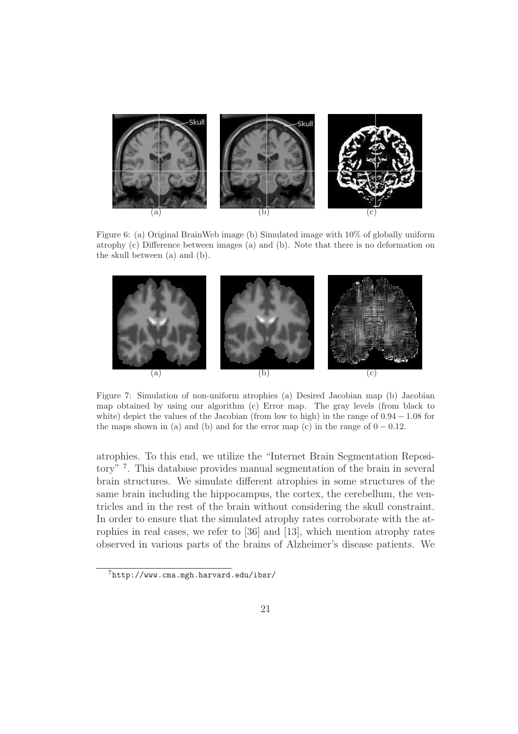Figure 6: (a) Original BrainWeb image (b) Simulated image with 10% of globally uniform atrophy (c) Difference between images (a) and (b). Note that there is no deformation on the skull between (a) and (b).

Figure 7: Simulation of non-uniform atrophies (a) Desired Jacobian map (b) Jacobian map obtained by using our algorithm (c) Error map. The gray levels (from black to white) depict the values of the Jacobian (from low to high) in the range of $0.94 - 1.08$ for the maps shown in (a) and (b) and for the error map (c) in the range of $0 - 0.12$.

atrophies. To this end, we utilize the "Internet Brain Segmentation Repository" [7]. This database provides manual segmentation of the brain in several brain structures. We simulate different atrophies in some structures of the same brain including the hippocampus, the cortex, the cerebellum, the ventricles and in the rest of the brain without considering the skull constraint. In order to ensure that the simulated atrophy rates corroborate with the atrophies in real cases, we refer to [36] and [13], which mention atrophy rates observed in various parts of the brains of Alzheimer's disease patients. We

[7] http://www.cma.mgh.harvard.edu/ibsr/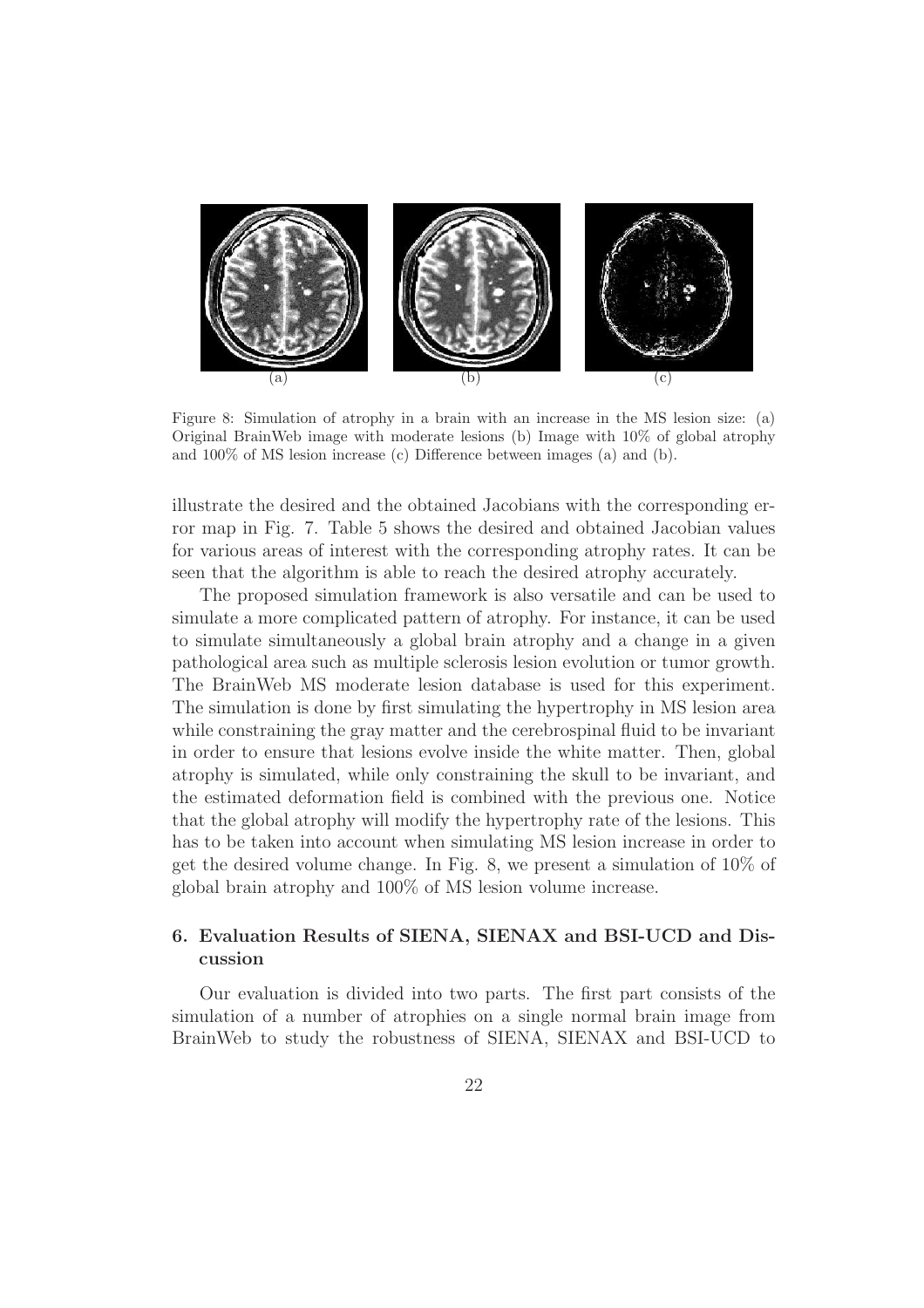(a) (b) (c)

Figure 8: Simulation of atrophy in a brain with an increase in the MS lesion size: (a) Original BrainWeb image with moderate lesions (b) Image with 10% of global atrophy and 100% of MS lesion increase (c) Difference between images (a) and (b).

illustrate the desired and the obtained Jacobians with the corresponding error map in Fig. 7. Table 5 shows the desired and obtained Jacobian values for various areas of interest with the corresponding atrophy rates. It can be seen that the algorithm is able to reach the desired atrophy accurately.

The proposed simulation framework is also versatile and can be used to simulate a more complicated pattern of atrophy. For instance, it can be used to simulate simultaneously a global brain atrophy and a change in a given pathological area such as multiple sclerosis lesion evolution or tumor growth. The BrainWeb MS moderate lesion database is used for this experiment. The simulation is done by first simulating the hypertrophy in MS lesion area while constraining the gray matter and the cerebrospinal fluid to be invariant in order to ensure that lesions evolve inside the white matter. Then, global atrophy is simulated, while only constraining the skull to be invariant, and the estimated deformation field is combined with the previous one. Notice that the global atrophy will modify the hypertrophy rate of the lesions. This has to be taken into account when simulating MS lesion increase in order to get the desired volume change. In Fig. 8, we present a simulation of 10% of global brain atrophy and 100% of MS lesion volume increase.

## 6. Evaluation Results of SIENA, SIENAX and BSI-UCD and Discussion

Our evaluation is divided into two parts. The first part consists of the simulation of a number of atrophies on a single normal brain image from BrainWeb to study the robustness of SIENA, SIENAX and BSI-UCD to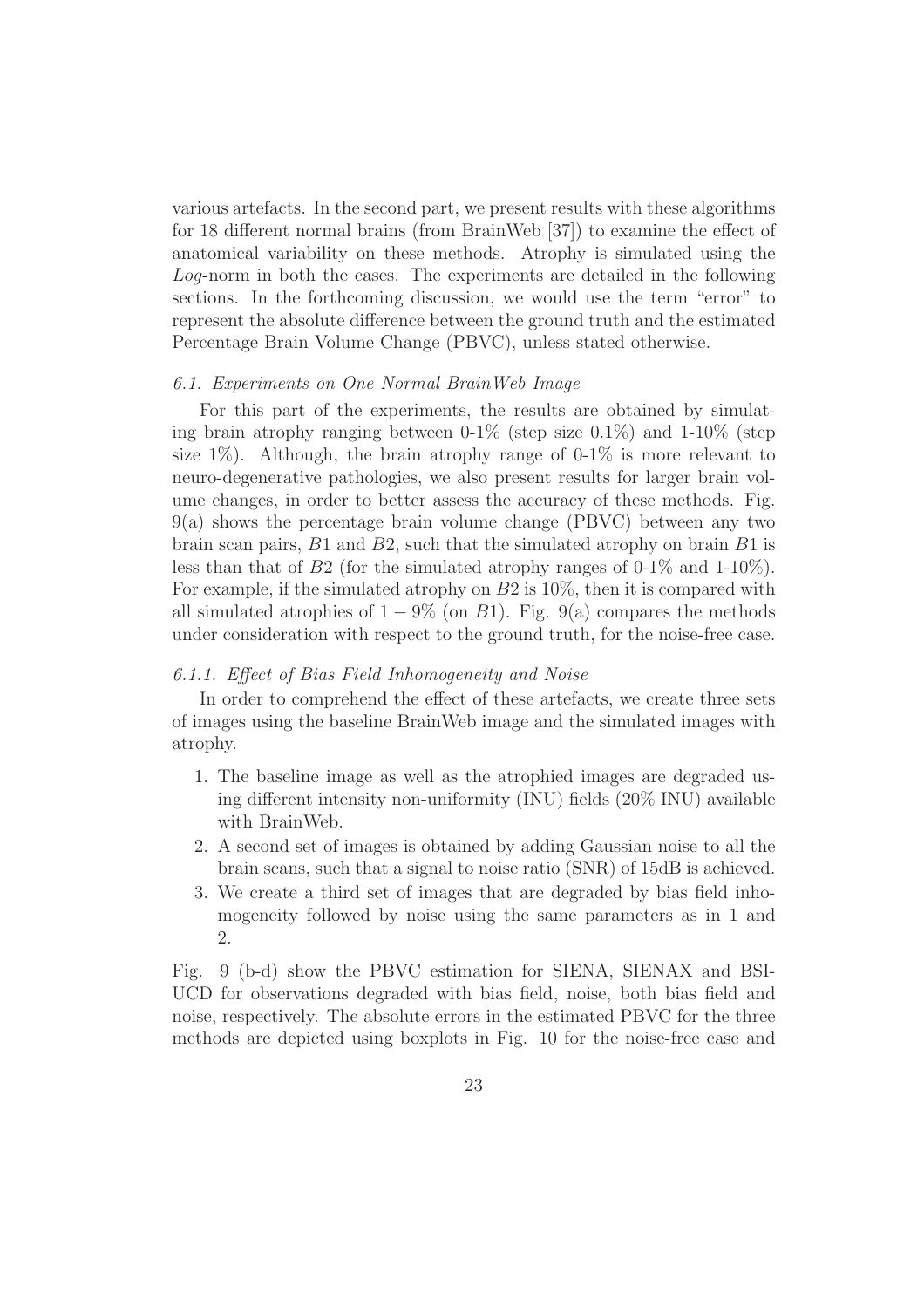various artefacts. In the second part, we present results with these algorithms for 18 different normal brains (from BrainWeb [37]) to examine the effect of anatomical variability on these methods. Atrophy is simulated using the *Log*-norm in both the cases. The experiments are detailed in the following sections. In the forthcoming discussion, we would use the term "error" to represent the absolute difference between the ground truth and the estimated Percentage Brain Volume Change (PBVC), unless stated otherwise.

### *6.1. Experiments on One Normal BrainWeb Image*

For this part of the experiments, the results are obtained by simulating brain atrophy ranging between 0-1% (step size 0.1%) and 1-10% (step size 1%). Although, the brain atrophy range of 0-1% is more relevant to neuro-degenerative pathologies, we also present results for larger brain volume changes, in order to better assess the accuracy of these methods. Fig. 9(a) shows the percentage brain volume change (PBVC) between any two brain scan pairs, $B1$ and $B2$, such that the simulated atrophy on brain $B1$ is less than that of $B2$ (for the simulated atrophy ranges of 0-1% and 1-10%). For example, if the simulated atrophy on $B2$ is 10%, then it is compared with all simulated atrophies of $1 - 9\%$ (on $B1$). Fig. 9(a) compares the methods under consideration with respect to the ground truth, for the noise-free case.

#### *6.1.1. Effect of Bias Field Inhomogeneity and Noise*

In order to comprehend the effect of these artefacts, we create three sets of images using the baseline BrainWeb image and the simulated images with atrophy.

1. The baseline image as well as the atrophied images are degraded using different intensity non-uniformity (INU) fields (20% INU) available with BrainWeb.
2. A second set of images is obtained by adding Gaussian noise to all the brain scans, such that a signal to noise ratio (SNR) of 15dB is achieved.
3. We create a third set of images that are degraded by bias field inhomogeneity followed by noise using the same parameters as in 1 and 2.

Fig. 9 (b-d) show the PBVC estimation for SIENA, SIENAX and BSI-UCD for observations degraded with bias field, noise, both bias field and noise, respectively. The absolute errors in the estimated PBVC for the three methods are depicted using boxplots in Fig. 10 for the noise-free case and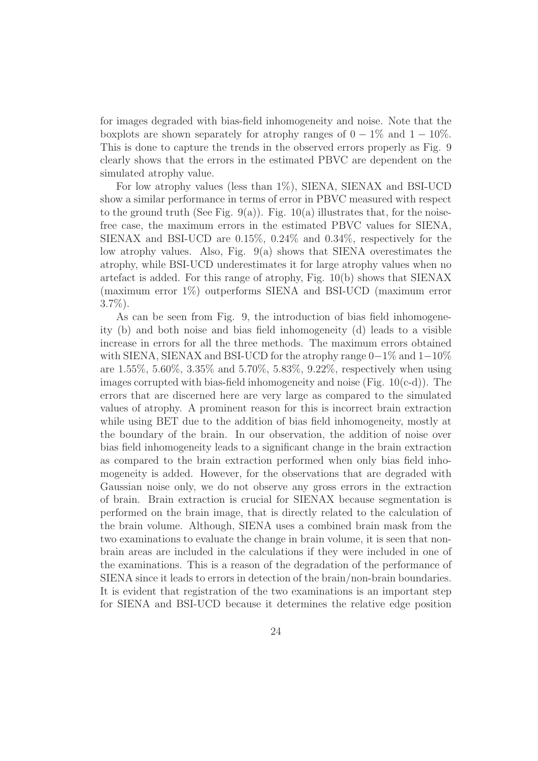for images degraded with bias-field inhomogeneity and noise. Note that the boxplots are shown separately for atrophy ranges of $0-1\%$ and $1-10\%$. This is done to capture the trends in the observed errors properly as Fig. 9 clearly shows that the errors in the estimated PBVC are dependent on the simulated atrophy value.

For low atrophy values (less than 1%), SIENA, SIENAX and BSI-UCD show a similar performance in terms of error in PBVC measured with respect to the ground truth (See Fig. 9(a)). Fig. 10(a) illustrates that, for the noise-free case, the maximum errors in the estimated PBVC values for SIENA, SIENAX and BSI-UCD are 0.15%, 0.24% and 0.34%, respectively for the low atrophy values. Also, Fig. 9(a) shows that SIENA overestimates the atrophy, while BSI-UCD underestimates it for large atrophy values when no artefact is added. For this range of atrophy, Fig. 10(b) shows that SIENAX (maximum error 1%) outperforms SIENA and BSI-UCD (maximum error 3.7%).

As can be seen from Fig. 9, the introduction of bias field inhomogeneity (b) and both noise and bias field inhomogeneity (d) leads to a visible increase in errors for all the three methods. The maximum errors obtained with SIENA, SIENAX and BSI-UCD for the atrophy range $0-1\%$ and $1-10\%$ are 1.55%, 5.60%, 3.35% and 5.70%, 5.83%, 9.22%, respectively when using images corrupted with bias-field inhomogeneity and noise (Fig. 10(c-d)). The errors that are discerned here are very large as compared to the simulated values of atrophy. A prominent reason for this is incorrect brain extraction while using BET due to the addition of bias field inhomogeneity, mostly at the boundary of the brain. In our observation, the addition of noise over bias field inhomogeneity leads to a significant change in the brain extraction as compared to the brain extraction performed when only bias field inhomogeneity is added. However, for the observations that are degraded with Gaussian noise only, we do not observe any gross errors in the extraction of brain. Brain extraction is crucial for SIENAX because segmentation is performed on the brain image, that is directly related to the calculation of the brain volume. Although, SIENA uses a combined brain mask from the two examinations to evaluate the change in brain volume, it is seen that non-brain areas are included in the calculations if they were included in one of the examinations. This is a reason of the degradation of the performance of SIENA since it leads to errors in detection of the brain/non-brain boundaries. It is evident that registration of the two examinations is an important step for SIENA and BSI-UCD because it determines the relative edge position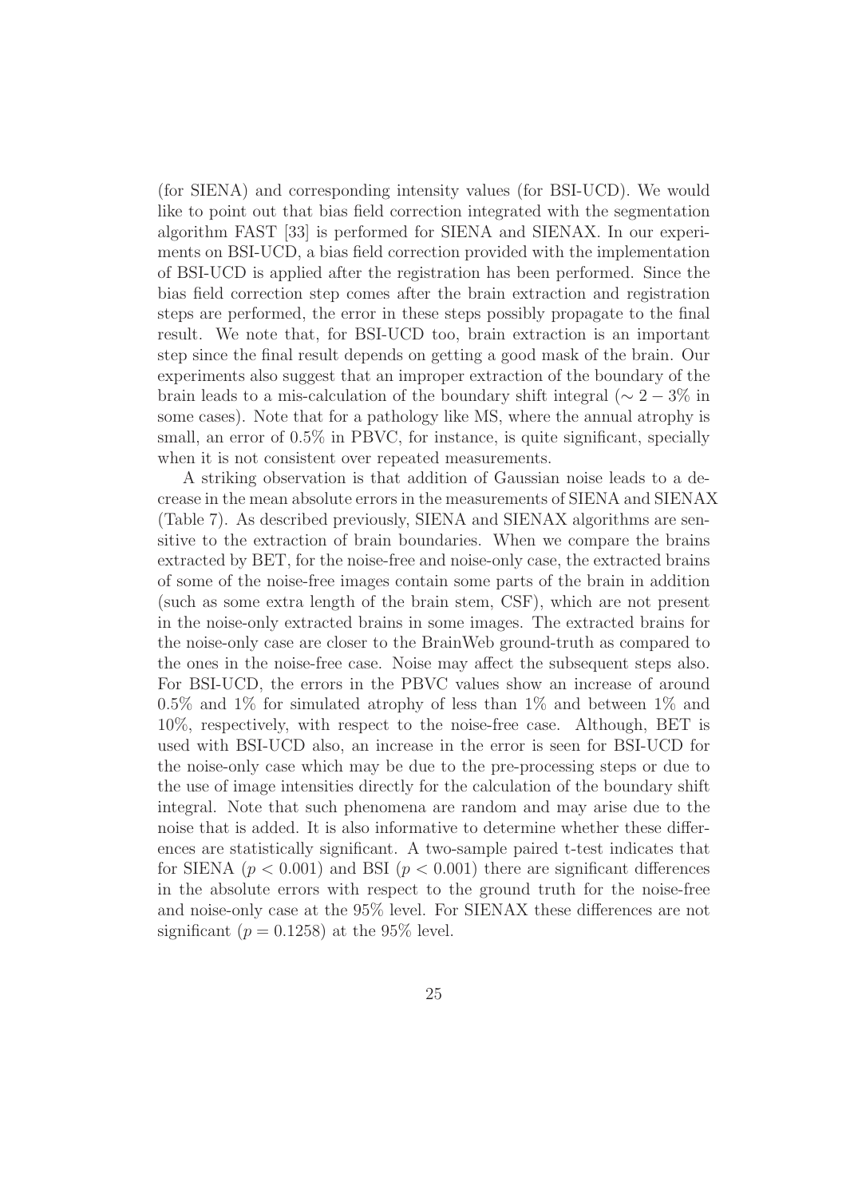(for SIENA) and corresponding intensity values (for BSI-UCD). We would like to point out that bias field correction integrated with the segmentation algorithm FAST [33] is performed for SIENA and SIENAX. In our experiments on BSI-UCD, a bias field correction provided with the implementation of BSI-UCD is applied after the registration has been performed. Since the bias field correction step comes after the brain extraction and registration steps are performed, the error in these steps possibly propagate to the final result. We note that, for BSI-UCD too, brain extraction is an important step since the final result depends on getting a good mask of the brain. Our experiments also suggest that an improper extraction of the boundary of the brain leads to a mis-calculation of the boundary shift integral ($\sim 2-3\%$ in some cases). Note that for a pathology like MS, where the annual atrophy is small, an error of 0.5% in PBVC, for instance, is quite significant, specially when it is not consistent over repeated measurements.

A striking observation is that addition of Gaussian noise leads to a decrease in the mean absolute errors in the measurements of SIENA and SIENAX (Table 7). As described previously, SIENA and SIENAX algorithms are sensitive to the extraction of brain boundaries. When we compare the brains extracted by BET, for the noise-free and noise-only case, the extracted brains of some of the noise-free images contain some parts of the brain in addition (such as some extra length of the brain stem, CSF), which are not present in the noise-only extracted brains in some images. The extracted brains for the noise-only case are closer to the BrainWeb ground-truth as compared to the ones in the noise-free case. Noise may affect the subsequent steps also. For BSI-UCD, the errors in the PBVC values show an increase of around 0.5% and 1% for simulated atrophy of less than 1% and between 1% and 10%, respectively, with respect to the noise-free case. Although, BET is used with BSI-UCD also, an increase in the error is seen for BSI-UCD for the noise-only case which may be due to the pre-processing steps or due to the use of image intensities directly for the calculation of the boundary shift integral. Note that such phenomena are random and may arise due to the noise that is added. It is also informative to determine whether these differences are statistically significant. A two-sample paired t-test indicates that for SIENA ($p < 0.001$) and BSI ($p < 0.001$) there are significant differences in the absolute errors with respect to the ground truth for the noise-free and noise-only case at the 95% level. For SIENAX these differences are not significant ($p = 0.1258$) at the 95% level.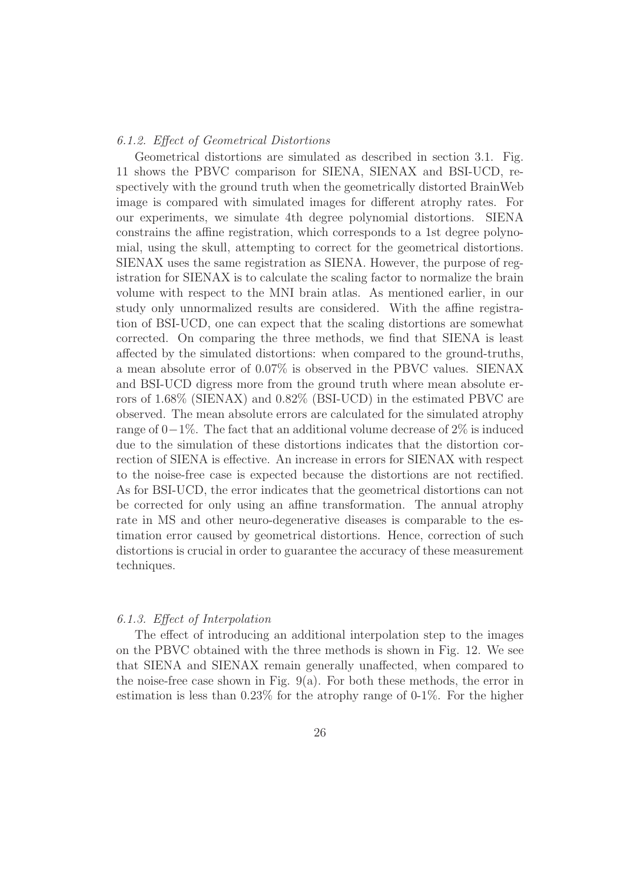#### *6.1.2. Effect of Geometrical Distortions*

Geometrical distortions are simulated as described in section 3.1. Fig. 11 shows the PBVC comparison for SIENA, SIENAX and BSI-UCD, respectively with the ground truth when the geometrically distorted BrainWeb image is compared with simulated images for different atrophy rates. For our experiments, we simulate 4th degree polynomial distortions. SIENA constrains the affine registration, which corresponds to a 1st degree polynomial, using the skull, attempting to correct for the geometrical distortions. SIENAX uses the same registration as SIENA. However, the purpose of registration for SIENAX is to calculate the scaling factor to normalize the brain volume with respect to the MNI brain atlas. As mentioned earlier, in our study only unnormalized results are considered. With the affine registration of BSI-UCD, one can expect that the scaling distortions are somewhat corrected. On comparing the three methods, we find that SIENA is least affected by the simulated distortions: when compared to the ground-truths, a mean absolute error of 0.07% is observed in the PBVC values. SIENAX and BSI-UCD digress more from the ground truth where mean absolute errors of 1.68% (SIENAX) and 0.82% (BSI-UCD) in the estimated PBVC are observed. The mean absolute errors are calculated for the simulated atrophy range of $0-1\%$. The fact that an additional volume decrease of 2% is induced due to the simulation of these distortions indicates that the distortion correction of SIENA is effective. An increase in errors for SIENAX with respect to the noise-free case is expected because the distortions are not rectified. As for BSI-UCD, the error indicates that the geometrical distortions can not be corrected for only using an affine transformation. The annual atrophy rate in MS and other neuro-degenerative diseases is comparable to the estimation error caused by geometrical distortions. Hence, correction of such distortions is crucial in order to guarantee the accuracy of these measurement techniques.

#### *6.1.3. Effect of Interpolation*

The effect of introducing an additional interpolation step to the images on the PBVC obtained with the three methods is shown in Fig. 12. We see that SIENA and SIENAX remain generally unaffected, when compared to the noise-free case shown in Fig. 9(a). For both these methods, the error in estimation is less than 0.23% for the atrophy range of 0-1%. For the higher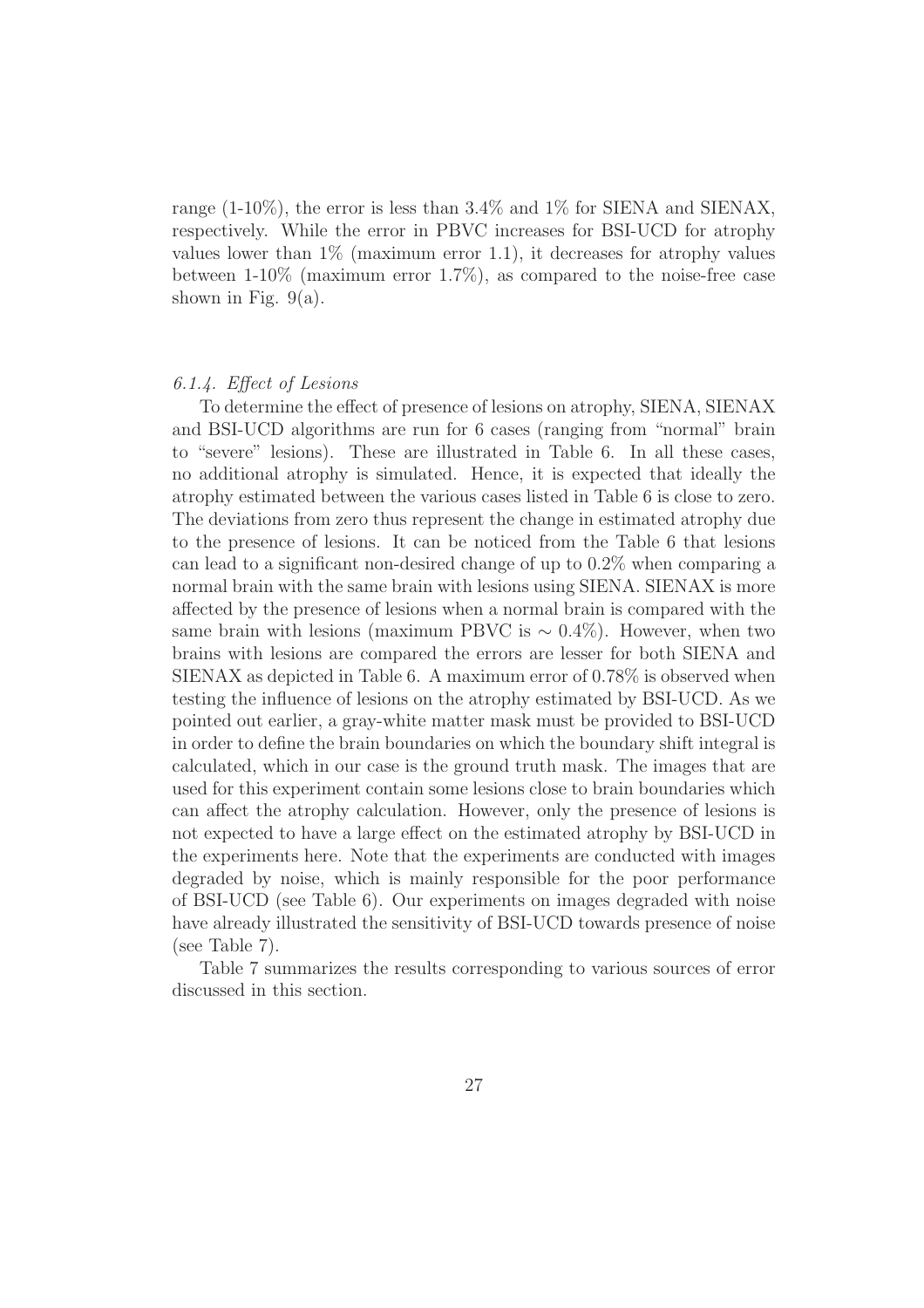range (1-10%), the error is less than 3.4% and 1% for SIENA and SIENAX, respectively. While the error in PBVC increases for BSI-UCD for atrophy values lower than 1% (maximum error 1.1), it decreases for atrophy values between 1-10% (maximum error 1.7%), as compared to the noise-free case shown in Fig. 9(a).

### *6.1.4. Effect of Lesions*

To determine the effect of presence of lesions on atrophy, SIENA, SIENAX and BSI-UCD algorithms are run for 6 cases (ranging from "normal" brain to "severe" lesions). These are illustrated in Table 6. In all these cases, no additional atrophy is simulated. Hence, it is expected that ideally the atrophy estimated between the various cases listed in Table 6 is close to zero. The deviations from zero thus represent the change in estimated atrophy due to the presence of lesions. It can be noticed from the Table 6 that lesions can lead to a significant non-desired change of up to 0.2% when comparing a normal brain with the same brain with lesions using SIENA. SIENAX is more affected by the presence of lesions when a normal brain is compared with the same brain with lesions (maximum PBVC is $\sim 0.4\%$). However, when two brains with lesions are compared the errors are lesser for both SIENA and SIENAX as depicted in Table 6. A maximum error of 0.78% is observed when testing the influence of lesions on the atrophy estimated by BSI-UCD. As we pointed out earlier, a gray-white matter mask must be provided to BSI-UCD in order to define the brain boundaries on which the boundary shift integral is calculated, which in our case is the ground truth mask. The images that are used for this experiment contain some lesions close to brain boundaries which can affect the atrophy calculation. However, only the presence of lesions is not expected to have a large effect on the estimated atrophy by BSI-UCD in the experiments here. Note that the experiments are conducted with images degraded by noise, which is mainly responsible for the poor performance of BSI-UCD (see Table 6). Our experiments on images degraded with noise have already illustrated the sensitivity of BSI-UCD towards presence of noise (see Table 7).

Table 7 summarizes the results corresponding to various sources of error discussed in this section.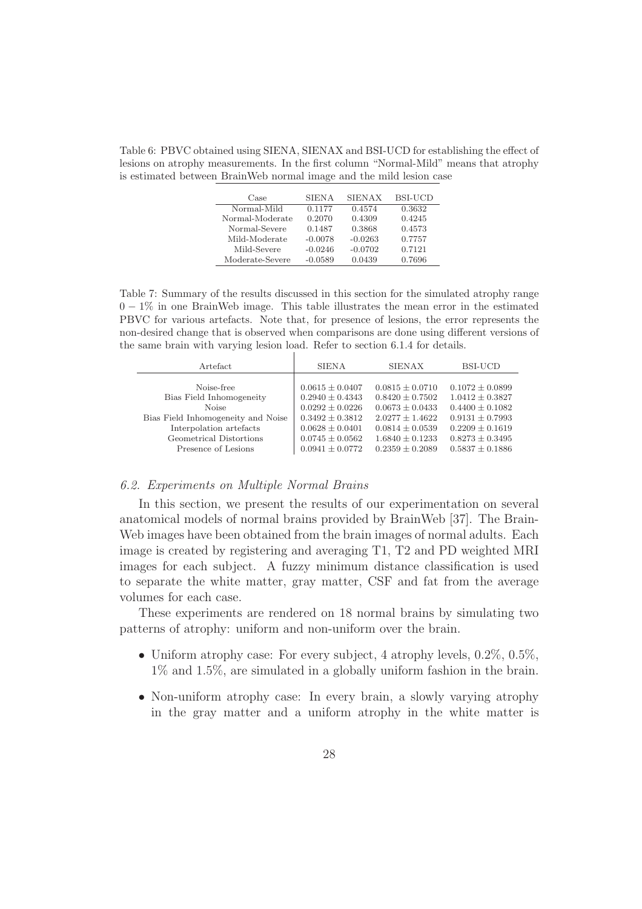Table 6: PBVC obtained using SIENA, SIENAX and BSI-UCD for establishing the effect of lesions on atrophy measurements. In the first column "Normal-Mild" means that atrophy is estimated between BrainWeb normal image and the mild lesion case

| Case | SIENA | SIENAX | BSI-UCD |
|---|---|---|---|
| Normal-Mild | 0.1177 | 0.4574 | 0.3632 |
| Normal-Moderate | 0.2070 | 0.4309 | 0.4245 |
| Normal-Severe | 0.1487 | 0.3868 | 0.4573 |
| Mild-Moderate | -0.0078 | -0.0263 | 0.7757 |
| Mild-Severe | -0.0246 | -0.0702 | 0.7121 |
| Moderate-Severe | -0.0589 | 0.0439 | 0.7696 |

Table 7: Summary of the results discussed in this section for the simulated atrophy range $0-1\%$ in one BrainWeb image. This table illustrates the mean error in the estimated PBVC for various artefacts. Note that, for presence of lesions, the error represents the non-desired change that is observed when comparisons are done using different versions of the same brain with varying lesion load. Refer to section 6.1.4 for details.

| Artefact | SIENA | SIENAX | BSI-UCD |
|---|---|---|---|
| Noise-free | $0.0615 \pm 0.0407$ | $0.0815 \pm 0.0710$ | $0.1072 \pm 0.0899$ |
| Bias Field Inhomogeneity | $0.2940 \pm 0.4343$ | $0.8420 \pm 0.7502$ | $1.0412 \pm 0.3827$ |
| Noise | $0.0292 \pm 0.0226$ | $0.0673 \pm 0.0433$ | $0.4400 \pm 0.1082$ |
| Bias Field Inhomogeneity and Noise | $0.3492 \pm 0.3812$ | $2.0277 \pm 1.4622$ | $0.9131 \pm 0.7993$ |
| Interpolation artefacts | $0.0628 \pm 0.0401$ | $0.0814 \pm 0.0539$ | $0.2209 \pm 0.1619$ |
| Geometrical Distortions | $0.0745 \pm 0.0562$ | $1.6840 \pm 0.1233$ | $0.8273 \pm 0.3495$ |
| Presence of Lesions | $0.0941 \pm 0.0772$ | $0.2359 \pm 0.2089$ | $0.5837 \pm 0.1886$ |

### *6.2. Experiments on Multiple Normal Brains*

In this section, we present the results of our experimentation on several anatomical models of normal brains provided by BrainWeb [37]. The BrainWeb images have been obtained from the brain images of normal adults. Each image is created by registering and averaging T1, T2 and PD weighted MRI images for each subject. A fuzzy minimum distance classification is used to separate the white matter, gray matter, CSF and fat from the average volumes for each case.

These experiments are rendered on 18 normal brains by simulating two patterns of atrophy: uniform and non-uniform over the brain.

- Uniform atrophy case: For every subject, 4 atrophy levels, 0.2%, 0.5%, 1% and 1.5%, are simulated in a globally uniform fashion in the brain.
- Non-uniform atrophy case: In every brain, a slowly varying atrophy in the gray matter and a uniform atrophy in the white matter is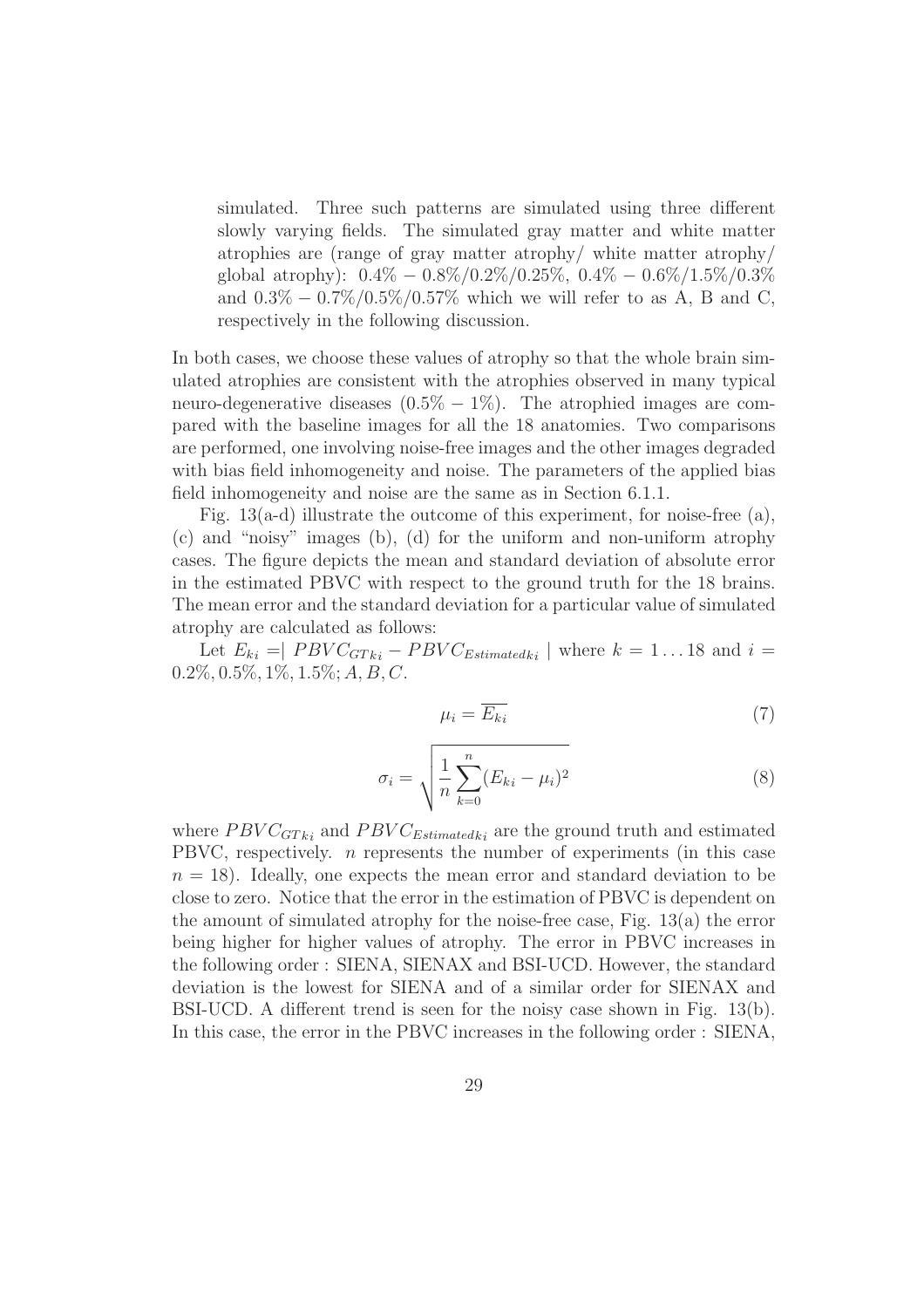simulated. Three such patterns are simulated using three different slowly varying fields. The simulated gray matter and white matter atrophies are (range of gray matter atrophy/ white matter atrophy/ global atrophy): $0.4\% - 0.8\%/0.2\%/0.25\%$, $0.4\% - 0.6\%/1.5\%/0.3\%$ and $0.3\% - 0.7\%/0.5\%/0.57\%$ which we will refer to as A, B and C, respectively in the following discussion.

In both cases, we choose these values of atrophy so that the whole brain simulated atrophies are consistent with the atrophies observed in many typical neuro-degenerative diseases ($0.5\% - 1\%$). The atrophied images are compared with the baseline images for all the 18 anatomies. Two comparisons are performed, one involving noise-free images and the other images degraded with bias field inhomogeneity and noise. The parameters of the applied bias field inhomogeneity and noise are the same as in Section 6.1.1.

Fig. 13(a-d) illustrate the outcome of this experiment, for noise-free (a), (c) and "noisy" images (b), (d) for the uniform and non-uniform atrophy cases. The figure depicts the mean and standard deviation of absolute error in the estimated PBVC with respect to the ground truth for the 18 brains. The mean error and the standard deviation for a particular value of simulated atrophy are calculated as follows:

Let $E_{ki} = | PBVC_{GT ki} - PBVC_{Estimated ki} |$ where $k = 1 \ldots 18$ and $i = 0.2\%, 0.5\%, 1\%, 1.5\%; A, B, C$.

$$\mu_i = \overline{E_{ki}} \tag{7}$$

$$\sigma_i = \sqrt{\frac{1}{n} \sum_{k=0}^{n} (E_{ki} - \mu_i)^2} \tag{8}$$

where $PBVC_{GT ki}$ and $PBVC_{Estimated ki}$ are the ground truth and estimated PBVC, respectively. $n$ represents the number of experiments (in this case $n = 18$). Ideally, one expects the mean error and standard deviation to be close to zero. Notice that the error in the estimation of PBVC is dependent on the amount of simulated atrophy for the noise-free case, Fig. 13(a) the error being higher for higher values of atrophy. The error in PBVC increases in the following order : SIENA, SIENAX and BSI-UCD. However, the standard deviation is the lowest for SIENA and of a similar order for SIENAX and BSI-UCD. A different trend is seen for the noisy case shown in Fig. 13(b). In this case, the error in the PBVC increases in the following order : SIENA,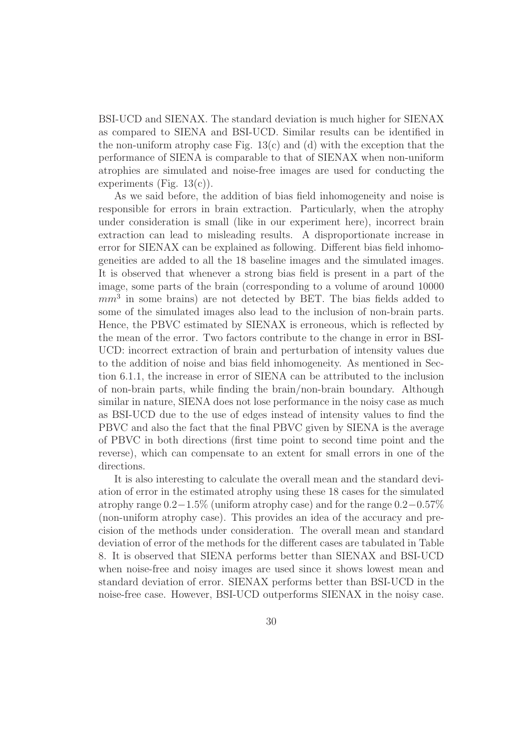BSI-UCD and SIENAX. The standard deviation is much higher for SIENAX as compared to SIENA and BSI-UCD. Similar results can be identified in the non-uniform atrophy case Fig. 13(c) and (d) with the exception that the performance of SIENA is comparable to that of SIENAX when non-uniform atrophies are simulated and noise-free images are used for conducting the experiments (Fig. 13(c)).

As we said before, the addition of bias field inhomogeneity and noise is responsible for errors in brain extraction. Particularly, when the atrophy under consideration is small (like in our experiment here), incorrect brain extraction can lead to misleading results. A disproportionate increase in error for SIENAX can be explained as following. Different bias field inhomogeneities are added to all the 18 baseline images and the simulated images. It is observed that whenever a strong bias field is present in a part of the image, some parts of the brain (corresponding to a volume of around 10000 $mm^3$ in some brains) are not detected by BET. The bias fields added to some of the simulated images also lead to the inclusion of non-brain parts. Hence, the PBVC estimated by SIENAX is erroneous, which is reflected by the mean of the error. Two factors contribute to the change in error in BSI-UCD: incorrect extraction of brain and perturbation of intensity values due to the addition of noise and bias field inhomogeneity. As mentioned in Section 6.1.1, the increase in error of SIENA can be attributed to the inclusion of non-brain parts, while finding the brain/non-brain boundary. Although similar in nature, SIENA does not lose performance in the noisy case as much as BSI-UCD due to the use of edges instead of intensity values to find the PBVC and also the fact that the final PBVC given by SIENA is the average of PBVC in both directions (first time point to second time point and the reverse), which can compensate to an extent for small errors in one of the directions.

It is also interesting to calculate the overall mean and the standard deviation of error in the estimated atrophy using these 18 cases for the simulated atrophy range $0.2-1.5\%$ (uniform atrophy case) and for the range $0.2-0.57\%$ (non-uniform atrophy case). This provides an idea of the accuracy and precision of the methods under consideration. The overall mean and standard deviation of error of the methods for the different cases are tabulated in Table 8. It is observed that SIENA performs better than SIENAX and BSI-UCD when noise-free and noisy images are used since it shows lowest mean and standard deviation of error. SIENAX performs better than BSI-UCD in the noise-free case. However, BSI-UCD outperforms SIENAX in the noisy case.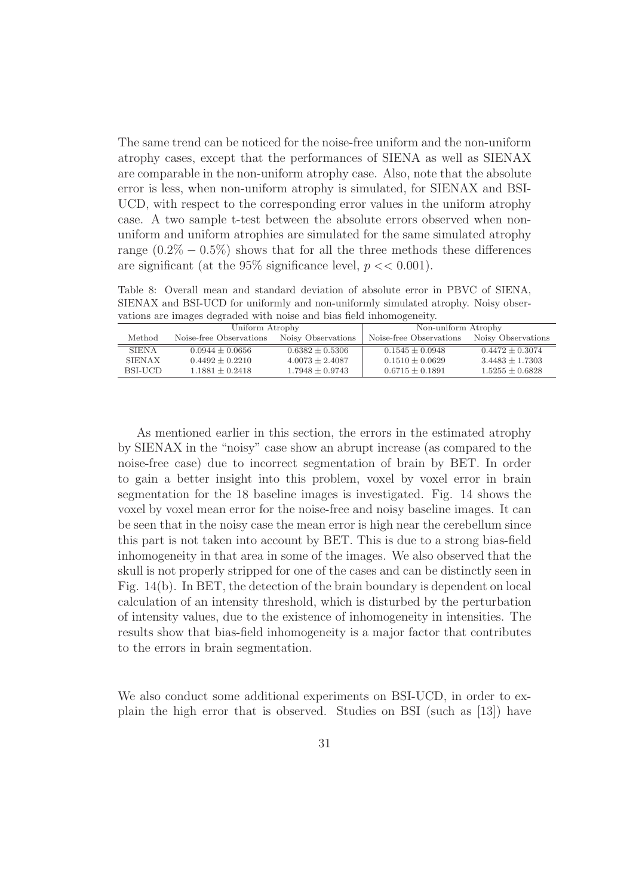The same trend can be noticed for the noise-free uniform and the non-uniform atrophy cases, except that the performances of SIENA as well as SIENAX are comparable in the non-uniform atrophy case. Also, note that the absolute error is less, when non-uniform atrophy is simulated, for SIENAX and BSI-UCD, with respect to the corresponding error values in the uniform atrophy case. A two sample t-test between the absolute errors observed when non-uniform and uniform atrophies are simulated for the same simulated atrophy range $(0.2\% - 0.5\%)$ shows that for all the three methods these differences are significant (at the 95% significance level, $p << 0.001$).

Table 8: Overall mean and standard deviation of absolute error in PBVC of SIENA, SIENAX and BSI-UCD for uniformly and non-uniformly simulated atrophy. Noisy observations are images degraded with noise and bias field inhomogeneity.

| | Uniform Atrophy | | Non-uniform Atrophy | |
|---|---|---|---|---|
| Method | Noise-free Observations | Noisy Observations | Noise-free Observations | Noisy Observations |
| SIENA | $0.0944 \pm 0.0656$ | $0.6382 \pm 0.5306$ | $0.1545 \pm 0.0948$ | $0.4472 \pm 0.3074$ |
| SIENAX | $0.4492 \pm 0.2210$ | $4.0073 \pm 2.4087$ | $0.1510 \pm 0.0629$ | $3.4483 \pm 1.7303$ |
| BSI-UCD | $1.1881 \pm 0.2418$ | $1.7948 \pm 0.9743$ | $0.6715 \pm 0.1891$ | $1.5255 \pm 0.6828$ |

As mentioned earlier in this section, the errors in the estimated atrophy by SIENAX in the "noisy" case show an abrupt increase (as compared to the noise-free case) due to incorrect segmentation of brain by BET. In order to gain a better insight into this problem, voxel by voxel error in brain segmentation for the 18 baseline images is investigated. Fig. 14 shows the voxel by voxel mean error for the noise-free and noisy baseline images. It can be seen that in the noisy case the mean error is high near the cerebellum since this part is not taken into account by BET. This is due to a strong bias-field inhomogeneity in that area in some of the images. We also observed that the skull is not properly stripped for one of the cases and can be distinctly seen in Fig. 14(b). In BET, the detection of the brain boundary is dependent on local calculation of an intensity threshold, which is disturbed by the perturbation of intensity values, due to the existence of inhomogeneity in intensities. The results show that bias-field inhomogeneity is a major factor that contributes to the errors in brain segmentation.

We also conduct some additional experiments on BSI-UCD, in order to explain the high error that is observed. Studies on BSI (such as [13]) have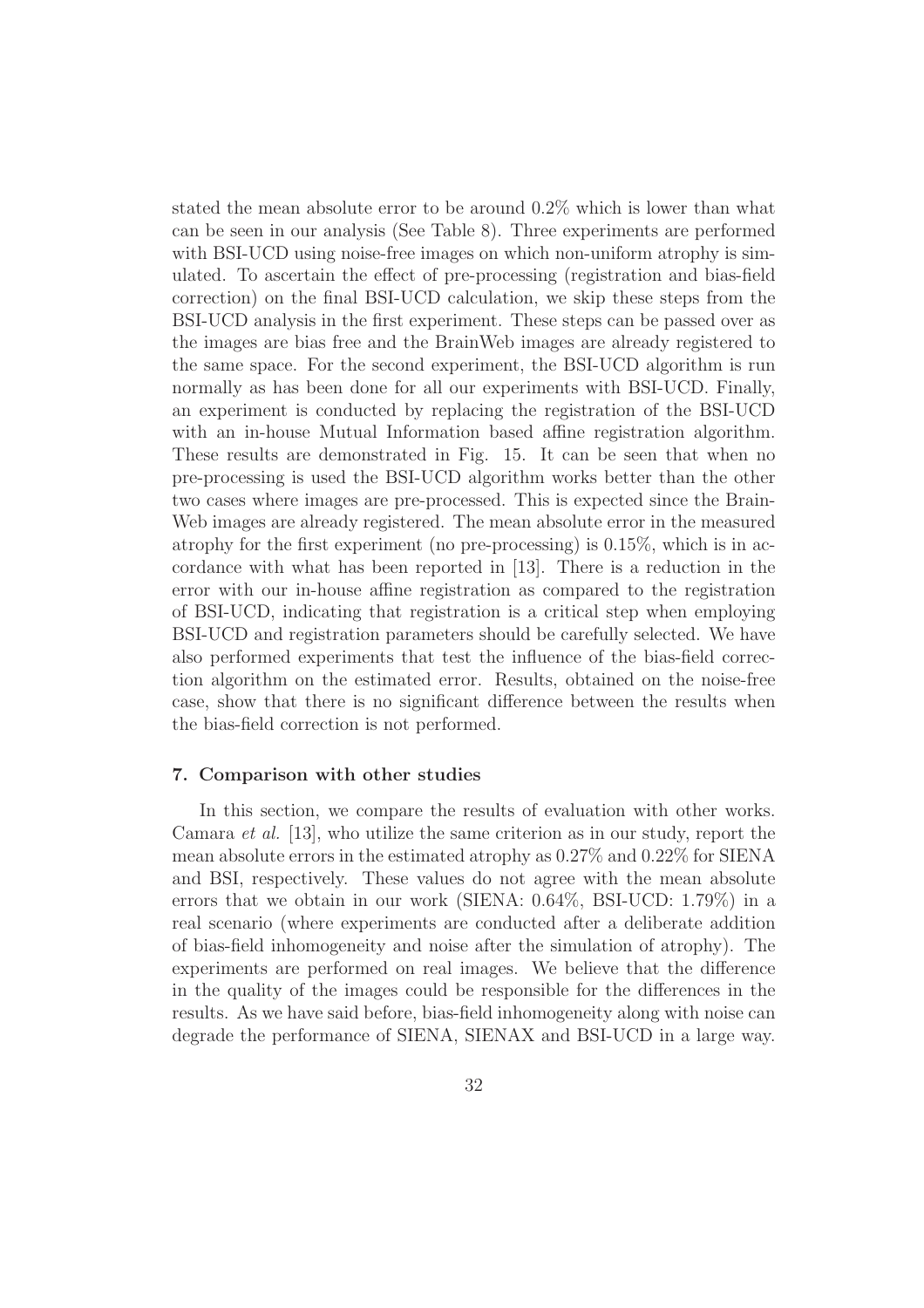stated the mean absolute error to be around 0.2% which is lower than what can be seen in our analysis (See Table 8). Three experiments are performed with BSI-UCD using noise-free images on which non-uniform atrophy is simulated. To ascertain the effect of pre-processing (registration and bias-field correction) on the final BSI-UCD calculation, we skip these steps from the BSI-UCD analysis in the first experiment. These steps can be passed over as the images are bias free and the BrainWeb images are already registered to the same space. For the second experiment, the BSI-UCD algorithm is run normally as has been done for all our experiments with BSI-UCD. Finally, an experiment is conducted by replacing the registration of the BSI-UCD with an in-house Mutual Information based affine registration algorithm. These results are demonstrated in Fig. 15. It can be seen that when no pre-processing is used the BSI-UCD algorithm works better than the other two cases where images are pre-processed. This is expected since the BrainWeb images are already registered. The mean absolute error in the measured atrophy for the first experiment (no pre-processing) is 0.15%, which is in accordance with what has been reported in [13]. There is a reduction in the error with our in-house affine registration as compared to the registration of BSI-UCD, indicating that registration is a critical step when employing BSI-UCD and registration parameters should be carefully selected. We have also performed experiments that test the influence of the bias-field correction algorithm on the estimated error. Results, obtained on the noise-free case, show that there is no significant difference between the results when the bias-field correction is not performed.

## 7. Comparison with other studies

In this section, we compare the results of evaluation with other works. Camara *et al.* [13], who utilize the same criterion as in our study, report the mean absolute errors in the estimated atrophy as 0.27% and 0.22% for SIENA and BSI, respectively. These values do not agree with the mean absolute errors that we obtain in our work (SIENA: 0.64%, BSI-UCD: 1.79%) in a real scenario (where experiments are conducted after a deliberate addition of bias-field inhomogeneity and noise after the simulation of atrophy). The experiments are performed on real images. We believe that the difference in the quality of the images could be responsible for the differences in the results. As we have said before, bias-field inhomogeneity along with noise can degrade the performance of SIENA, SIENAX and BSI-UCD in a large way.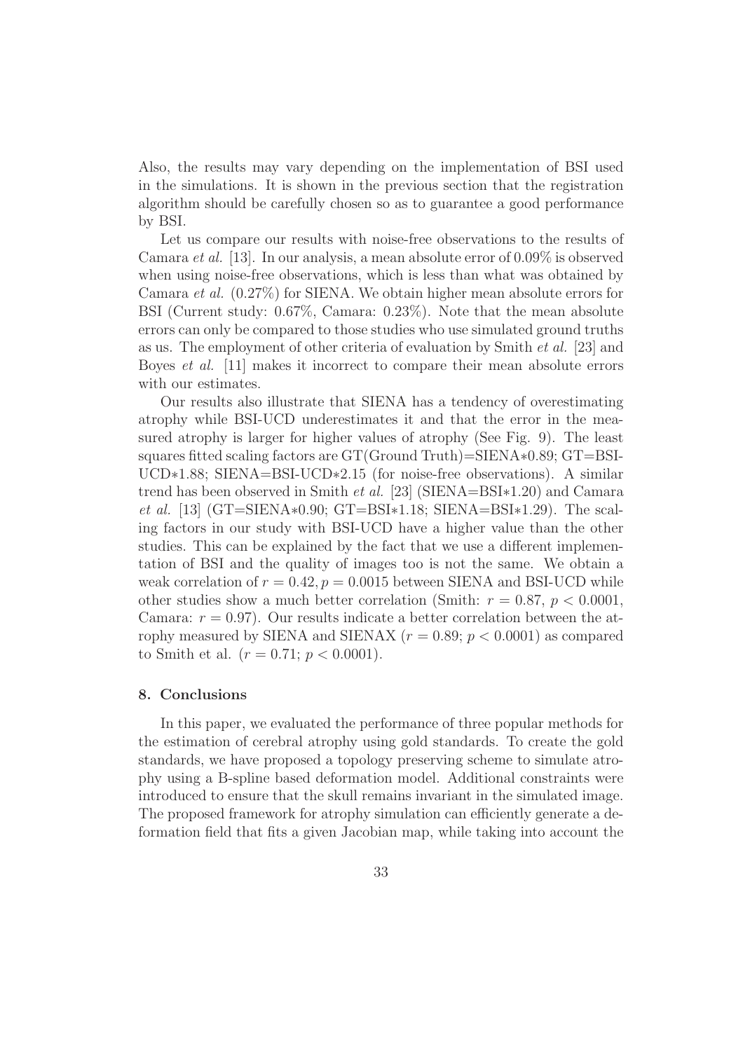Also, the results may vary depending on the implementation of BSI used in the simulations. It is shown in the previous section that the registration algorithm should be carefully chosen so as to guarantee a good performance by BSI.

Let us compare our results with noise-free observations to the results of Camara *et al.* [13]. In our analysis, a mean absolute error of 0.09% is observed when using noise-free observations, which is less than what was obtained by Camara *et al.* (0.27%) for SIENA. We obtain higher mean absolute errors for BSI (Current study: 0.67%, Camara: 0.23%). Note that the mean absolute errors can only be compared to those studies who use simulated ground truths as us. The employment of other criteria of evaluation by Smith *et al.* [23] and Boyes *et al.* [11] makes it incorrect to compare their mean absolute errors with our estimates.

Our results also illustrate that SIENA has a tendency of overestimating atrophy while BSI-UCD underestimates it and that the error in the measured atrophy is larger for higher values of atrophy (See Fig. 9). The least squares fitted scaling factors are GT(Ground Truth)=SIENA∗0.89; GT=BSI-UCD∗1.88; SIENA=BSI-UCD∗2.15 (for noise-free observations). A similar trend has been observed in Smith *et al.* [23] (SIENA=BSI∗1.20) and Camara *et al.* [13] (GT=SIENA∗0.90; GT=BSI∗1.18; SIENA=BSI∗1.29). The scaling factors in our study with BSI-UCD have a higher value than the other studies. This can be explained by the fact that we use a different implementation of BSI and the quality of images too is not the same. We obtain a weak correlation of $r = 0.42, p = 0.0015$ between SIENA and BSI-UCD while other studies show a much better correlation (Smith: $r = 0.87$, $p < 0.0001$, Camara: $r = 0.97$). Our results indicate a better correlation between the atrophy measured by SIENA and SIENAX ($r = 0.89$; $p < 0.0001$) as compared to Smith et al. ($r = 0.71$; $p < 0.0001$).

## 8. Conclusions

In this paper, we evaluated the performance of three popular methods for the estimation of cerebral atrophy using gold standards. To create the gold standards, we have proposed a topology preserving scheme to simulate atrophy using a B-spline based deformation model. Additional constraints were introduced to ensure that the skull remains invariant in the simulated image. The proposed framework for atrophy simulation can efficiently generate a deformation field that fits a given Jacobian map, while taking into account the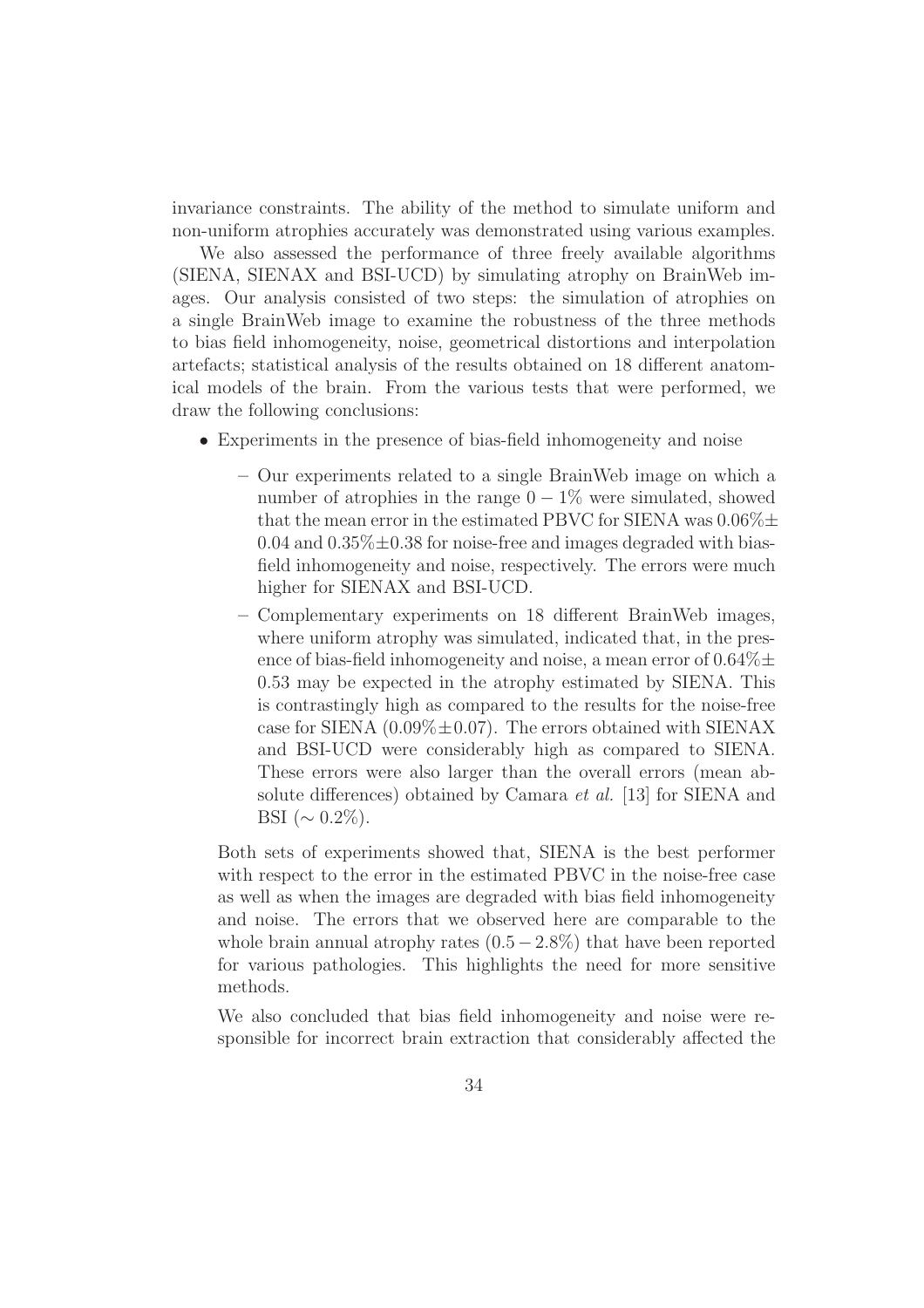invariance constraints. The ability of the method to simulate uniform and non-uniform atrophies accurately was demonstrated using various examples.

We also assessed the performance of three freely available algorithms (SIENA, SIENAX and BSI-UCD) by simulating atrophy on BrainWeb images. Our analysis consisted of two steps: the simulation of atrophies on a single BrainWeb image to examine the robustness of the three methods to bias field inhomogeneity, noise, geometrical distortions and interpolation artefacts; statistical analysis of the results obtained on 18 different anatomical models of the brain. From the various tests that were performed, we draw the following conclusions:

- Experiments in the presence of bias-field inhomogeneity and noise
  - Our experiments related to a single BrainWeb image on which a number of atrophies in the range $0-1\%$ were simulated, showed that the mean error in the estimated PBVC for SIENA was $0.06\% \pm 0.04$ and $0.35\% \pm 0.38$ for noise-free and images degraded with bias-field inhomogeneity and noise, respectively. The errors were much higher for SIENAX and BSI-UCD.
  - Complementary experiments on 18 different BrainWeb images, where uniform atrophy was simulated, indicated that, in the presence of bias-field inhomogeneity and noise, a mean error of $0.64\% \pm 0.53$ may be expected in the atrophy estimated by SIENA. This is contrastingly high as compared to the results for the noise-free case for SIENA ($0.09\% \pm 0.07$). The errors obtained with SIENAX and BSI-UCD were considerably high as compared to SIENA. These errors were also larger than the overall errors (mean absolute differences) obtained by Camara *et al.* [13] for SIENA and BSI ($\sim 0.2\%$).

  Both sets of experiments showed that, SIENA is the best performer with respect to the error in the estimated PBVC in the noise-free case as well as when the images are degraded with bias field inhomogeneity and noise. The errors that we observed here are comparable to the whole brain annual atrophy rates ($0.5-2.8\%$) that have been reported for various pathologies. This highlights the need for more sensitive methods.

  We also concluded that bias field inhomogeneity and noise were responsible for incorrect brain extraction that considerably affected the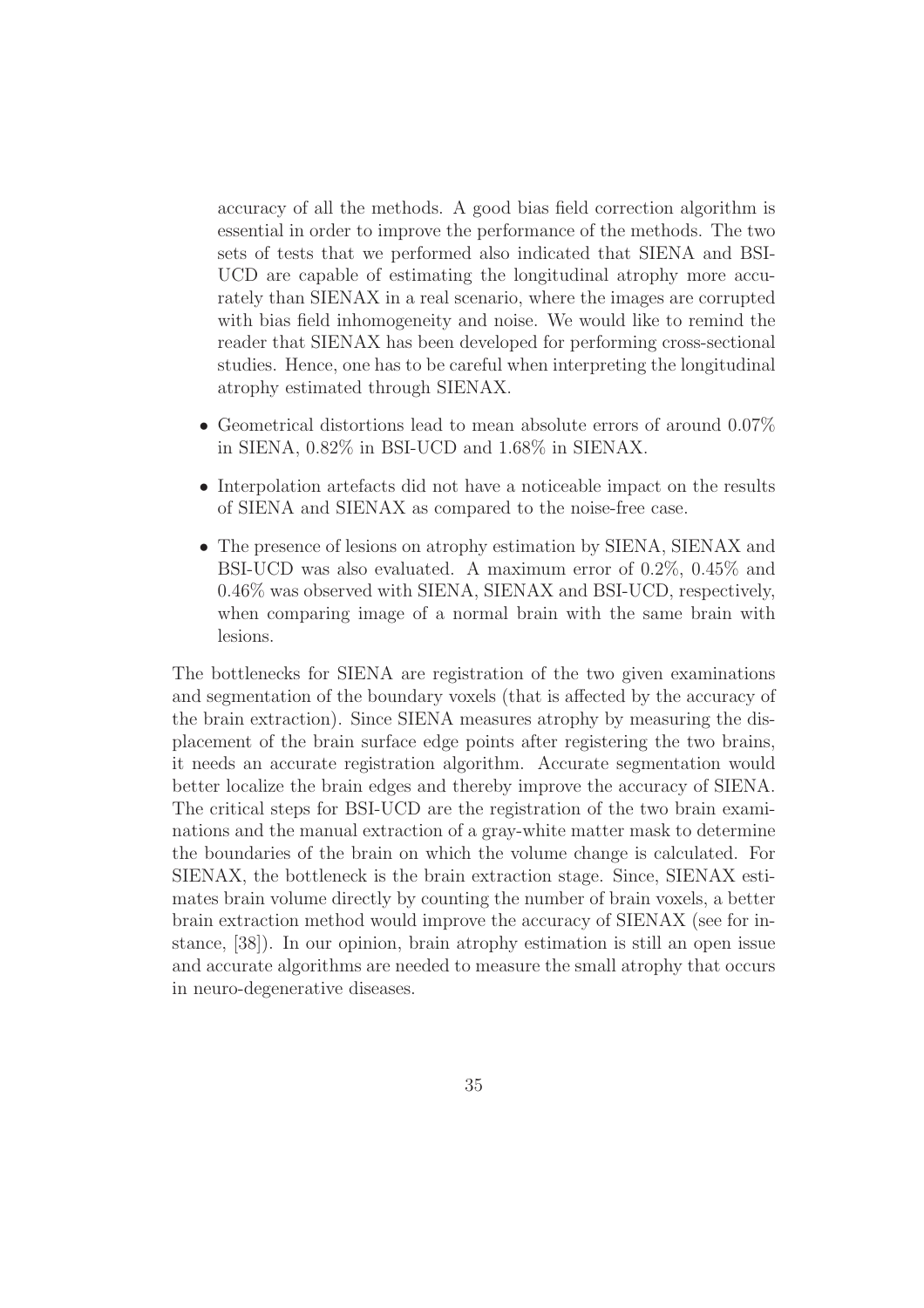accuracy of all the methods. A good bias field correction algorithm is essential in order to improve the performance of the methods. The two sets of tests that we performed also indicated that SIENA and BSI-UCD are capable of estimating the longitudinal atrophy more accurately than SIENAX in a real scenario, where the images are corrupted with bias field inhomogeneity and noise. We would like to remind the reader that SIENAX has been developed for performing cross-sectional studies. Hence, one has to be careful when interpreting the longitudinal atrophy estimated through SIENAX.

- Geometrical distortions lead to mean absolute errors of around 0.07% in SIENA, 0.82% in BSI-UCD and 1.68% in SIENAX.
- Interpolation artefacts did not have a noticeable impact on the results of SIENA and SIENAX as compared to the noise-free case.
- The presence of lesions on atrophy estimation by SIENA, SIENAX and BSI-UCD was also evaluated. A maximum error of 0.2%, 0.45% and 0.46% was observed with SIENA, SIENAX and BSI-UCD, respectively, when comparing image of a normal brain with the same brain with lesions.

The bottlenecks for SIENA are registration of the two given examinations and segmentation of the boundary voxels (that is affected by the accuracy of the brain extraction). Since SIENA measures atrophy by measuring the displacement of the brain surface edge points after registering the two brains, it needs an accurate registration algorithm. Accurate segmentation would better localize the brain edges and thereby improve the accuracy of SIENA. The critical steps for BSI-UCD are the registration of the two brain examinations and the manual extraction of a gray-white matter mask to determine the boundaries of the brain on which the volume change is calculated. For SIENAX, the bottleneck is the brain extraction stage. Since, SIENAX estimates brain volume directly by counting the number of brain voxels, a better brain extraction method would improve the accuracy of SIENAX (see for instance, [38]). In our opinion, brain atrophy estimation is still an open issue and accurate algorithms are needed to measure the small atrophy that occurs in neuro-degenerative diseases.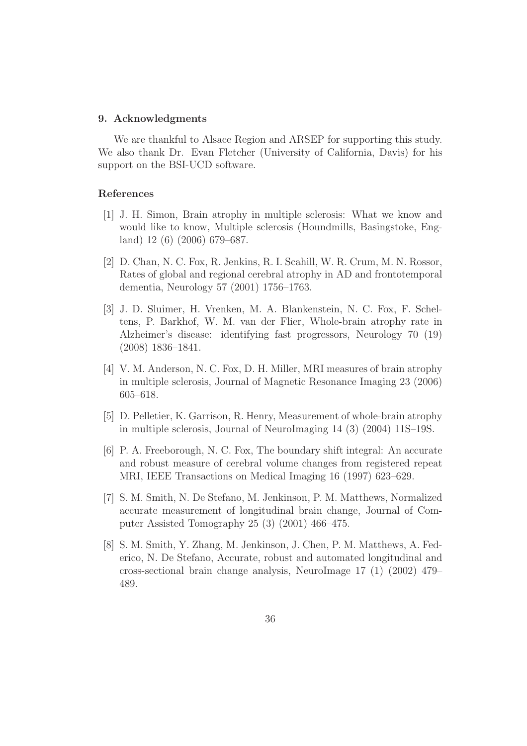## 9. Acknowledgments

We are thankful to Alsace Region and ARSEP for supporting this study. We also thank Dr. Evan Fletcher (University of California, Davis) for his support on the BSI-UCD software.

## References

[1] J. H. Simon, Brain atrophy in multiple sclerosis: What we know and would like to know, Multiple sclerosis (Houndmills, Basingstoke, England) 12 (6) (2006) 679–687.

[2] D. Chan, N. C. Fox, R. Jenkins, R. I. Scahill, W. R. Crum, M. N. Rossor, Rates of global and regional cerebral atrophy in AD and frontotemporal dementia, Neurology 57 (2001) 1756–1763.

[3] J. D. Sluimer, H. Vrenken, M. A. Blankenstein, N. C. Fox, F. Scheltens, P. Barkhof, W. M. van der Flier, Whole-brain atrophy rate in Alzheimer's disease: identifying fast progressors, Neurology 70 (19) (2008) 1836–1841.

[4] V. M. Anderson, N. C. Fox, D. H. Miller, MRI measures of brain atrophy in multiple sclerosis, Journal of Magnetic Resonance Imaging 23 (2006) 605–618.

[5] D. Pelletier, K. Garrison, R. Henry, Measurement of whole-brain atrophy in multiple sclerosis, Journal of NeuroImaging 14 (3) (2004) 11S–19S.

[6] P. A. Freeborough, N. C. Fox, The boundary shift integral: An accurate and robust measure of cerebral volume changes from registered repeat MRI, IEEE Transactions on Medical Imaging 16 (1997) 623–629.

[7] S. M. Smith, N. De Stefano, M. Jenkinson, P. M. Matthews, Normalized accurate measurement of longitudinal brain change, Journal of Computer Assisted Tomography 25 (3) (2001) 466–475.

[8] S. M. Smith, Y. Zhang, M. Jenkinson, J. Chen, P. M. Matthews, A. Federico, N. De Stefano, Accurate, robust and automated longitudinal and cross-sectional brain change analysis, NeuroImage 17 (1) (2002) 479–489.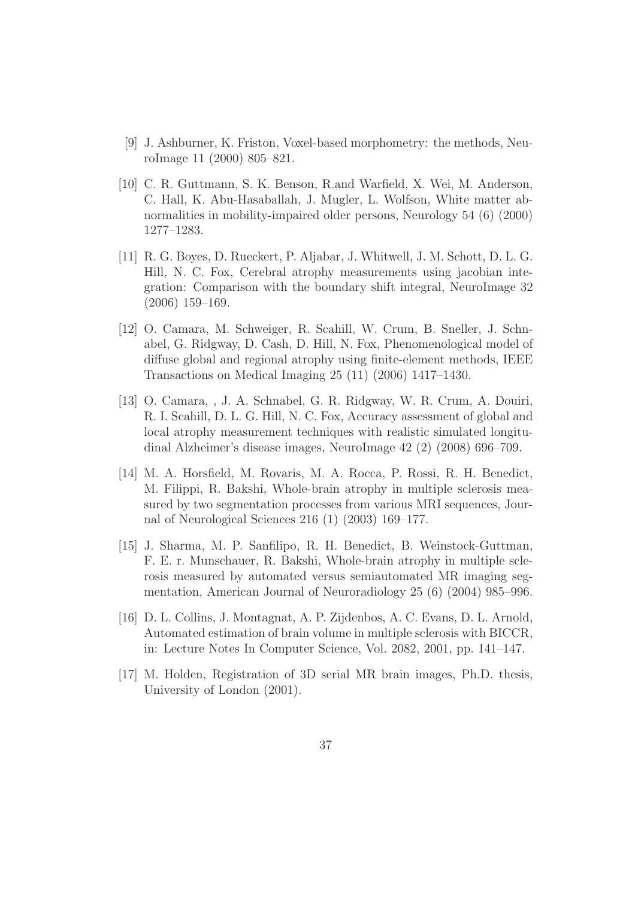[9] J. Ashburner, K. Friston, Voxel-based morphometry: the methods, NeuroImage 11 (2000) 805–821.

[10] C. R. Guttmann, S. K. Benson, R.and Warfield, X. Wei, M. Anderson, C. Hall, K. Abu-Hasaballah, J. Mugler, L. Wolfson, White matter abnormalities in mobility-impaired older persons, Neurology 54 (6) (2000) 1277–1283.

[11] R. G. Boyes, D. Rueckert, P. Aljabar, J. Whitwell, J. M. Schott, D. L. G. Hill, N. C. Fox, Cerebral atrophy measurements using jacobian integration: Comparison with the boundary shift integral, NeuroImage 32 (2006) 159–169.

[12] O. Camara, M. Schweiger, R. Scahill, W. Crum, B. Sneller, J. Schnabel, G. Ridgway, D. Cash, D. Hill, N. Fox, Phenomenological model of diffuse global and regional atrophy using finite-element methods, IEEE Transactions on Medical Imaging 25 (11) (2006) 1417–1430.

[13] O. Camara, , J. A. Schnabel, G. R. Ridgway, W. R. Crum, A. Douiri, R. I. Scahill, D. L. G. Hill, N. C. Fox, Accuracy assessment of global and local atrophy measurement techniques with realistic simulated longitudinal Alzheimer's disease images, NeuroImage 42 (2) (2008) 696–709.

[14] M. A. Horsfield, M. Rovaris, M. A. Rocca, P. Rossi, R. H. Benedict, M. Filippi, R. Bakshi, Whole-brain atrophy in multiple sclerosis measured by two segmentation processes from various MRI sequences, Journal of Neurological Sciences 216 (1) (2003) 169–177.

[15] J. Sharma, M. P. Sanfilipo, R. H. Benedict, B. Weinstock-Guttman, F. E. r. Munschauer, R. Bakshi, Whole-brain atrophy in multiple sclerosis measured by automated versus semiautomated MR imaging segmentation, American Journal of Neuroradiology 25 (6) (2004) 985–996.

[16] D. L. Collins, J. Montagnat, A. P. Zijdenbos, A. C. Evans, D. L. Arnold, Automated estimation of brain volume in multiple sclerosis with BICCR, in: Lecture Notes In Computer Science, Vol. 2082, 2001, pp. 141–147.

[17] M. Holden, Registration of 3D serial MR brain images, Ph.D. thesis, University of London (2001).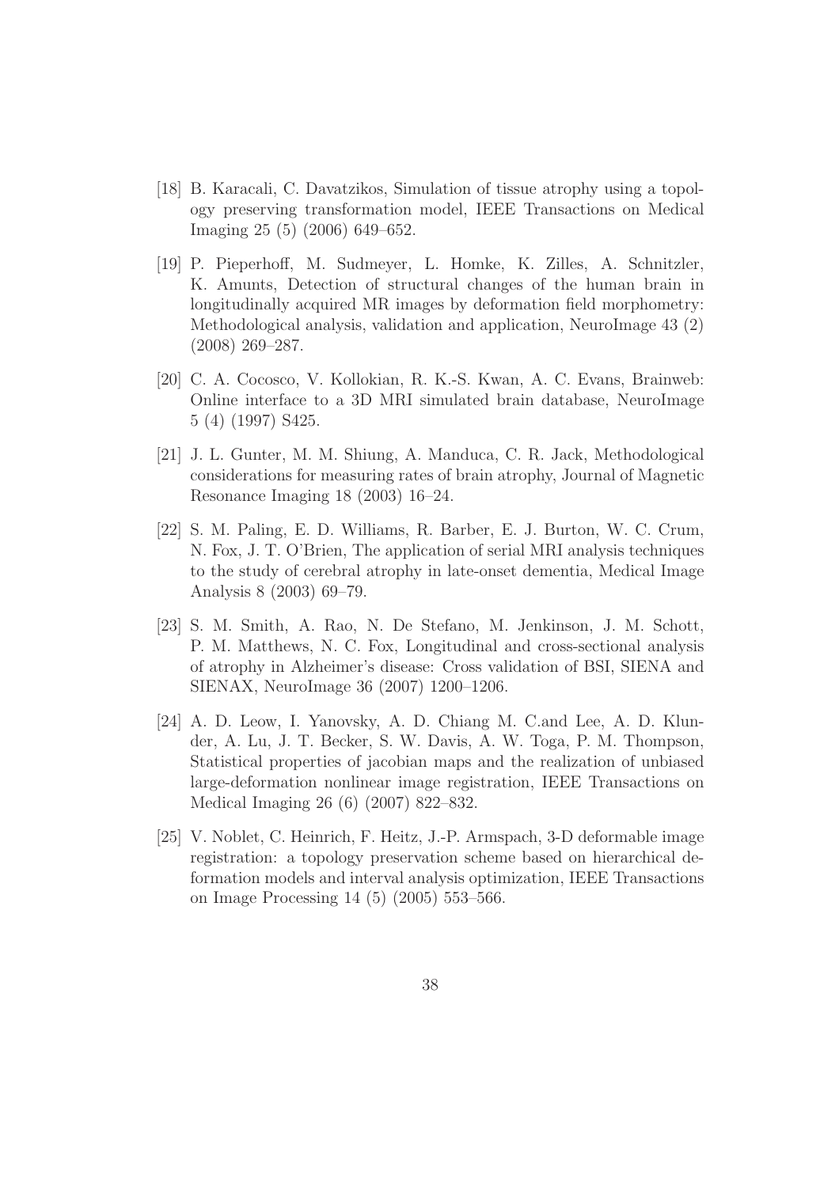[18] B. Karacali, C. Davatzikos, Simulation of tissue atrophy using a topology preserving transformation model, IEEE Transactions on Medical Imaging 25 (5) (2006) 649–652.

[19] P. Pieperhoff, M. Sudmeyer, L. Homke, K. Zilles, A. Schnitzler, K. Amunts, Detection of structural changes of the human brain in longitudinally acquired MR images by deformation field morphometry: Methodological analysis, validation and application, NeuroImage 43 (2) (2008) 269–287.

[20] C. A. Cocosco, V. Kollokian, R. K.-S. Kwan, A. C. Evans, Brainweb: Online interface to a 3D MRI simulated brain database, NeuroImage 5 (4) (1997) S425.

[21] J. L. Gunter, M. M. Shiung, A. Manduca, C. R. Jack, Methodological considerations for measuring rates of brain atrophy, Journal of Magnetic Resonance Imaging 18 (2003) 16–24.

[22] S. M. Paling, E. D. Williams, R. Barber, E. J. Burton, W. C. Crum, N. Fox, J. T. O'Brien, The application of serial MRI analysis techniques to the study of cerebral atrophy in late-onset dementia, Medical Image Analysis 8 (2003) 69–79.

[23] S. M. Smith, A. Rao, N. De Stefano, M. Jenkinson, J. M. Schott, P. M. Matthews, N. C. Fox, Longitudinal and cross-sectional analysis of atrophy in Alzheimer's disease: Cross validation of BSI, SIENA and SIENAX, NeuroImage 36 (2007) 1200–1206.

[24] A. D. Leow, I. Yanovsky, A. D. Chiang M. C.and Lee, A. D. Klunder, A. Lu, J. T. Becker, S. W. Davis, A. W. Toga, P. M. Thompson, Statistical properties of jacobian maps and the realization of unbiased large-deformation nonlinear image registration, IEEE Transactions on Medical Imaging 26 (6) (2007) 822–832.

[25] V. Noblet, C. Heinrich, F. Heitz, J.-P. Armspach, 3-D deformable image registration: a topology preservation scheme based on hierarchical deformation models and interval analysis optimization, IEEE Transactions on Image Processing 14 (5) (2005) 553–566.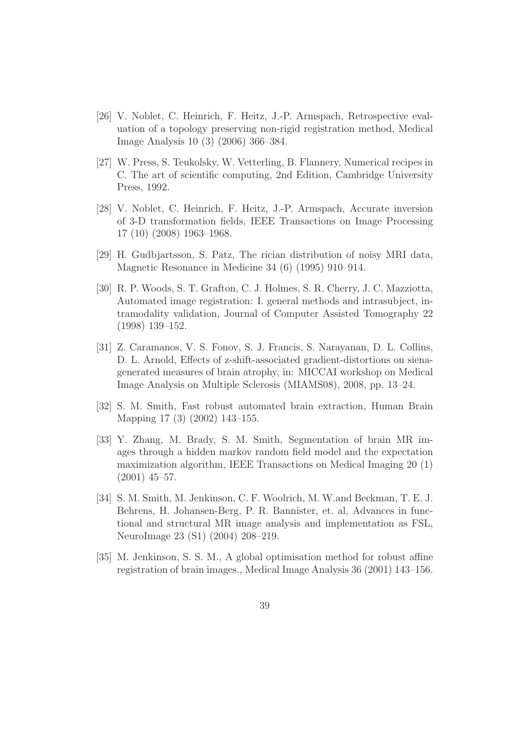[26] V. Noblet, C. Heinrich, F. Heitz, J.-P. Armspach, Retrospective evaluation of a topology preserving non-rigid registration method, Medical Image Analysis 10 (3) (2006) 366–384.

[27] W. Press, S. Teukolsky, W. Vetterling, B. Flannery, Numerical recipes in C. The art of scientific computing, 2nd Edition, Cambridge University Press, 1992.

[28] V. Noblet, C. Heinrich, F. Heitz, J.-P. Armspach, Accurate inversion of 3-D transformation fields, IEEE Transactions on Image Processing 17 (10) (2008) 1963–1968.

[29] H. Gudbjartsson, S. Patz, The rician distribution of noisy MRI data, Magnetic Resonance in Medicine 34 (6) (1995) 910–914.

[30] R. P. Woods, S. T. Grafton, C. J. Holmes, S. R. Cherry, J. C. Mazziotta, Automated image registration: I. general methods and intrasubject, intramodality validation, Journal of Computer Assisted Tomography 22 (1998) 139–152.

[31] Z. Caramanos, V. S. Fonov, S. J. Francis, S. Narayanan, D. L. Collins, D. L. Arnold, Effects of z-shift-associated gradient-distortions on siena-generated measures of brain atrophy, in: MICCAI workshop on Medical Image Analysis on Multiple Sclerosis (MIAMS08), 2008, pp. 13–24.

[32] S. M. Smith, Fast robust automated brain extraction, Human Brain Mapping 17 (3) (2002) 143–155.

[33] Y. Zhang, M. Brady, S. M. Smith, Segmentation of brain MR images through a hidden markov random field model and the expectation maximization algorithm, IEEE Transactions on Medical Imaging 20 (1) (2001) 45–57.

[34] S. M. Smith, M. Jenkinson, C. F. Woolrich, M. W.and Beckman, T. E. J. Behrens, H. Johansen-Berg, P. R. Bannister, et. al, Advances in functional and structural MR image analysis and implementation as FSL, NeuroImage 23 (S1) (2004) 208–219.

[35] M. Jenkinson, S. S. M., A global optimisation method for robust affine registration of brain images., Medical Image Analysis 36 (2001) 143–156.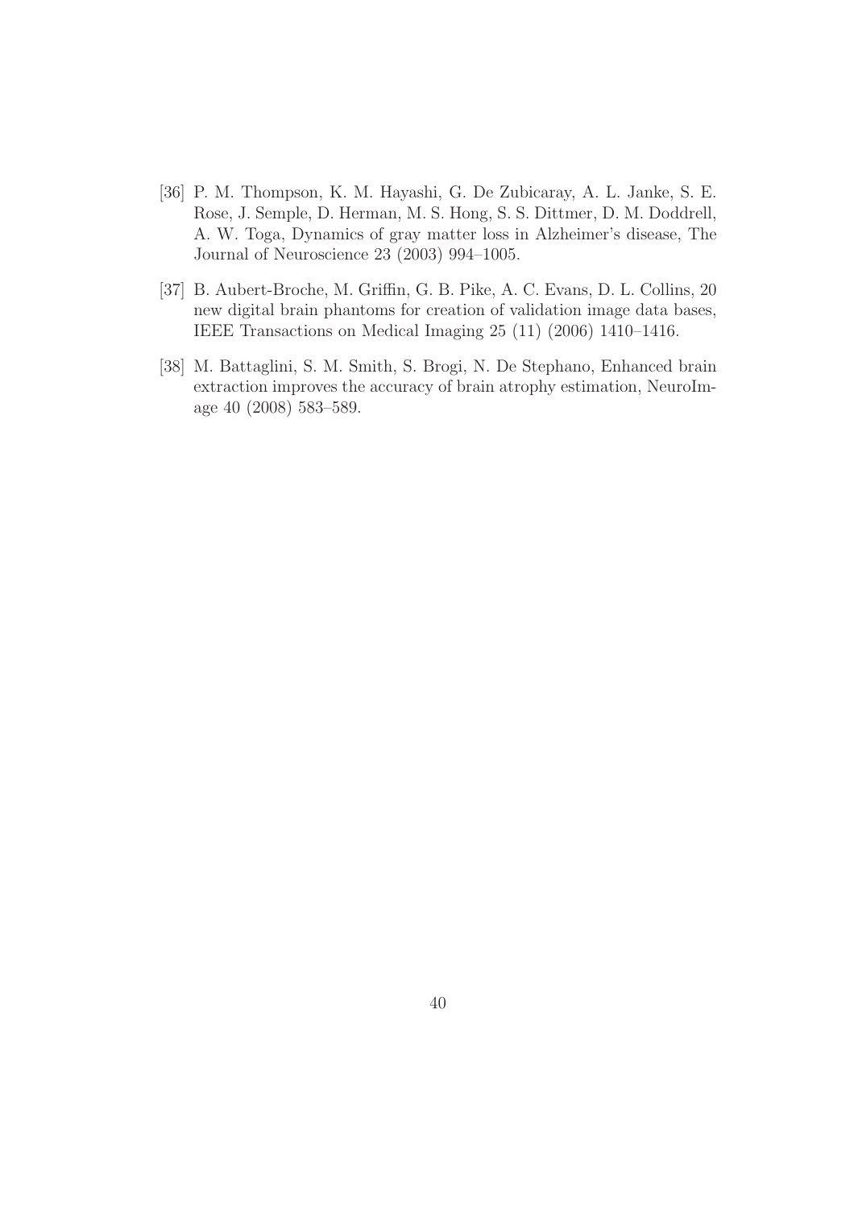[36] P. M. Thompson, K. M. Hayashi, G. De Zubicaray, A. L. Janke, S. E. Rose, J. Semple, D. Herman, M. S. Hong, S. S. Dittmer, D. M. Doddrell, A. W. Toga, Dynamics of gray matter loss in Alzheimer's disease, The Journal of Neuroscience 23 (2003) 994–1005.

[37] B. Aubert-Broche, M. Griffin, G. B. Pike, A. C. Evans, D. L. Collins, 20 new digital brain phantoms for creation of validation image data bases, IEEE Transactions on Medical Imaging 25 (11) (2006) 1410–1416.

[38] M. Battaglini, S. M. Smith, S. Brogi, N. De Stephano, Enhanced brain extraction improves the accuracy of brain atrophy estimation, NeuroImage 40 (2008) 583–589.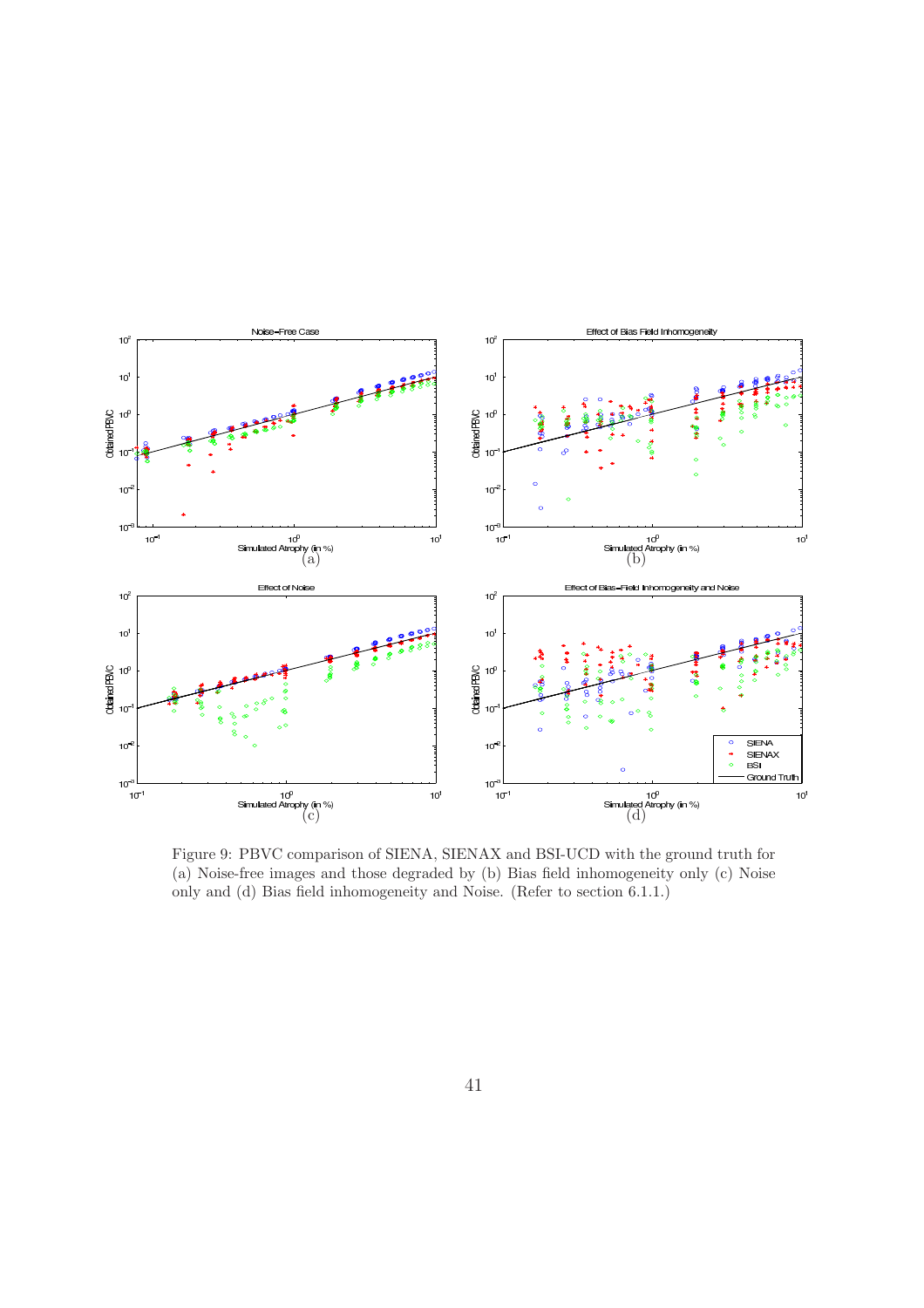Figure 9: PBVC comparison of SIENA, SIENAX and BSI-UCD with the ground truth for (a) Noise-free images and those degraded by (b) Bias field inhomogeneity only (c) Noise only and (d) Bias field inhomogeneity and Noise. (Refer to section 6.1.1.)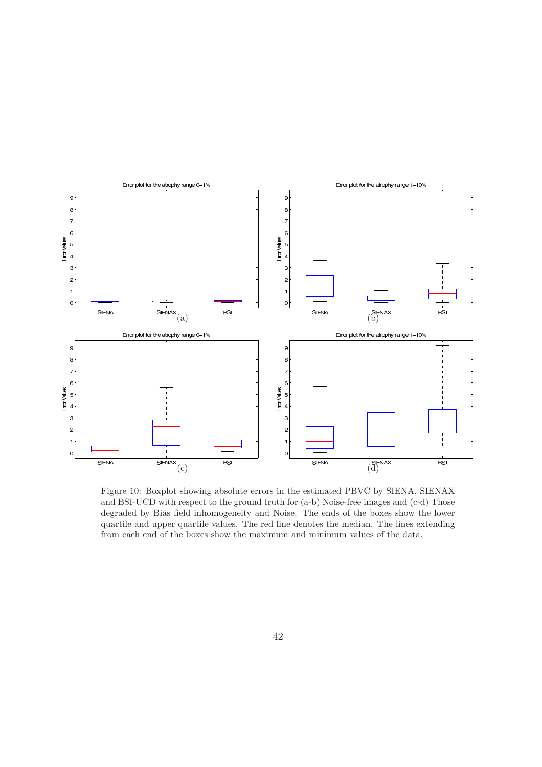Figure 10: Boxplot showing absolute errors in the estimated PBVC by SIENA, SIENAX and BSI-UCD with respect to the ground truth for (a-b) Noise-free images and (c-d) Those degraded by Bias field inhomogeneity and Noise. The ends of the boxes show the lower quartile and upper quartile values. The red line denotes the median. The lines extending from each end of the boxes show the maximum and minimum values of the data.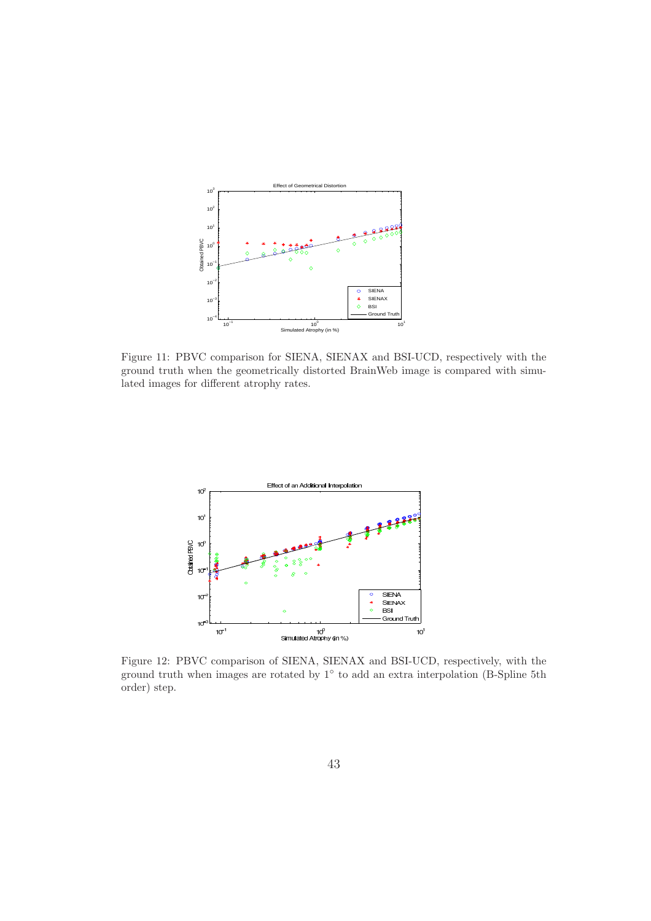Figure 11: PBVC comparison for SIENA, SIENAX and BSI-UCD, respectively with the ground truth when the geometrically distorted BrainWeb image is compared with simulated images for different atrophy rates.

Figure 12: PBVC comparison of SIENA, SIENAX and BSI-UCD, respectively, with the ground truth when images are rotated by $1^{\circ}$ to add an extra interpolation (B-Spline 5th order) step.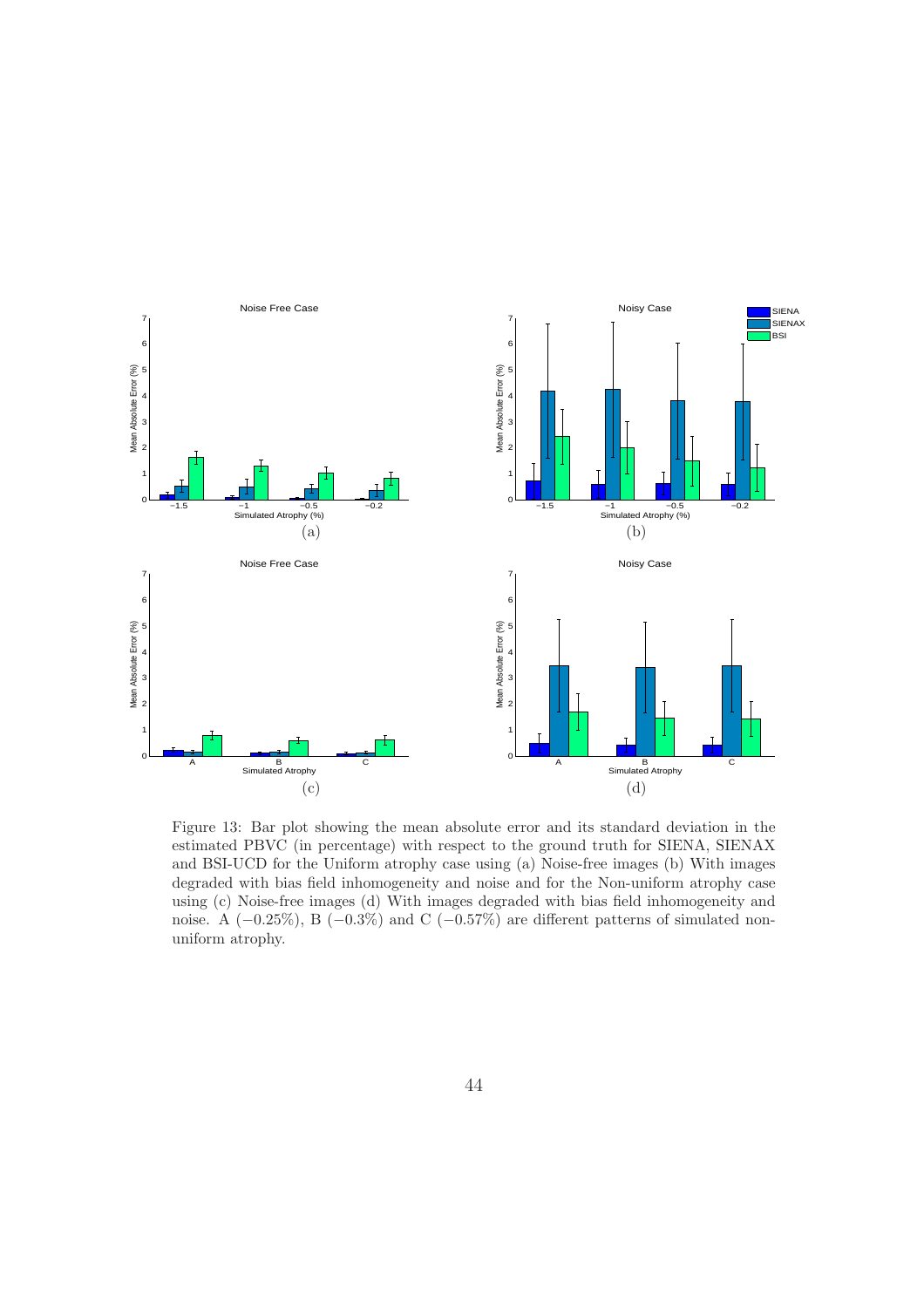Figure 13: Bar plot showing the mean absolute error and its standard deviation in the estimated PBVC (in percentage) with respect to the ground truth for SIENA, SIENAX and BSI-UCD for the Uniform atrophy case using (a) Noise-free images (b) With images degraded with bias field inhomogeneity and noise and for the Non-uniform atrophy case using (c) Noise-free images (d) With images degraded with bias field inhomogeneity and noise. A ($-0.25\%$), B ($-0.3\%$) and C ($-0.57\%$) are different patterns of simulated non-uniform atrophy.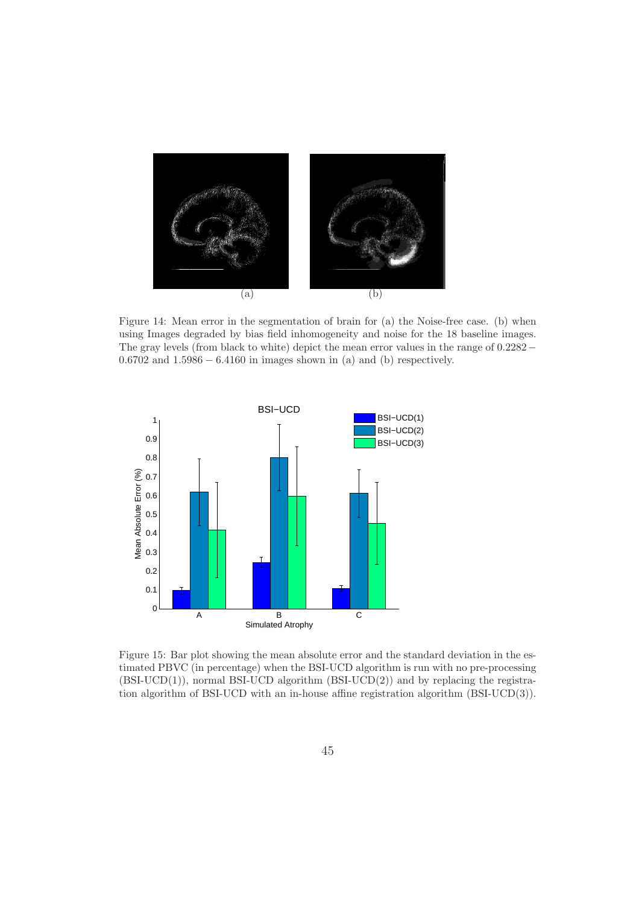(a)

(b)

Figure 14: Mean error in the segmentation of brain for (a) the Noise-free case. (b) when using Images degraded by bias field inhomogeneity and noise for the 18 baseline images. The gray levels (from black to white) depict the mean error values in the range of $0.2282 - 0.6702$ and $1.5986 - 6.4160$ in images shown in (a) and (b) respectively.

BSI−UCD

BSI−UCD(1)
BSI−UCD(2)
BSI−UCD(3)

Mean Absolute Error (%)

0
0.1
0.2
0.3
0.4
0.5
0.6
0.7
0.8
0.9
1

A
B
C

Simulated Atrophy

Figure 15: Bar plot showing the mean absolute error and the standard deviation in the estimated PBVC (in percentage) when the BSI-UCD algorithm is run with no pre-processing (BSI-UCD(1)), normal BSI-UCD algorithm (BSI-UCD(2)) and by replacing the registration algorithm of BSI-UCD with an in-house affine registration algorithm (BSI-UCD(3)).